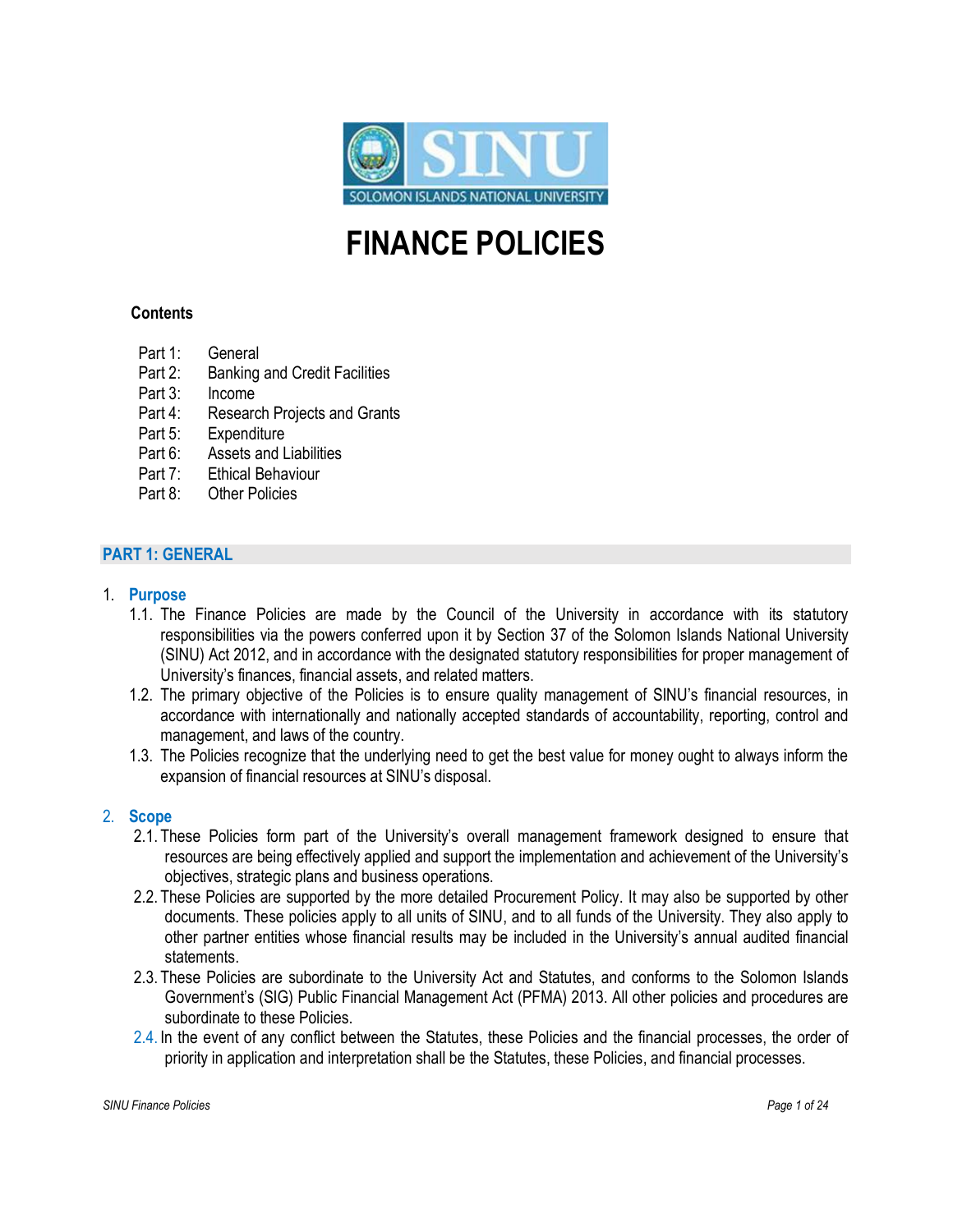# FINANCE POLICIES

**Contents**

- Part 1: General
- Part 2: Banking and Credit Facilities
- Part 3: Income
- Part 4: Research Projects and Grants
- Part 5: Expenditure
- Part 6: Assets and Liabilities
- Part 7: Ethical Behaviour
- Part 8: Other Policies

## PART 1: GENERAL

### 1. Purpose

1.1. The Finance Policies are made by the Council of the University in accordance with its statutory responsibilities via the powers conferred upon it by Section 37 of the Solomon Islands National University (SINU) Act 2012, and in accordance with the designated statutory responsibilities for proper management of University's finances, financial assets, and related matters.

1.2. The primary objective of the Policies is to ensure quality management of SINU's financial resources, in accordance with internationally and nationally accepted standards of accountability, reporting, control and management, and laws of the country.

1.3. The Policies recognize that the underlying need to get the best value for money ought to always inform the expansion of financial resources at SINU's disposal.

### 2. Scope

2.1. These Policies form part of the University's overall management framework designed to ensure that resources are being effectively applied and support the implementation and achievement of the University's objectives, strategic plans and business operations.

2.2. These Policies are supported by the more detailed Procurement Policy. It may also be supported by other documents. These policies apply to all units of SINU, and to all funds of the University. They also apply to other partner entities whose financial results may be included in the University's annual audited financial statements.

2.3. These Policies are subordinate to the University Act and Statutes, and conforms to the Solomon Islands Government's (SIG) Public Financial Management Act (PFMA) 2013. All other policies and procedures are subordinate to these Policies.

2.4. In the event of any conflict between the Statutes, these Policies and the financial processes, the order of priority in application and interpretation shall be the Statutes, these Policies, and financial processes.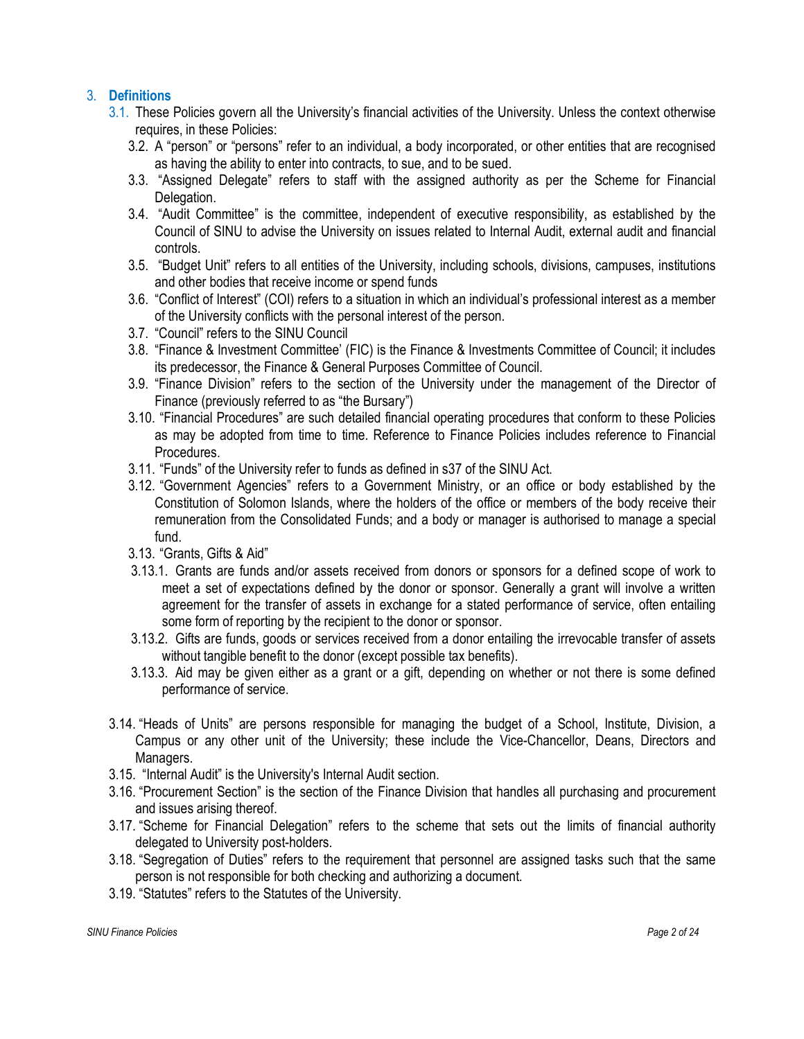## 3. **Definitions**

3.1. These Policies govern all the University's financial activities of the University. Unless the context otherwise requires, in these Policies:

3.2. A "person" or "persons" refer to an individual, a body incorporated, or other entities that are recognised as having the ability to enter into contracts, to sue, and to be sued.

3.3. "Assigned Delegate" refers to staff with the assigned authority as per the Scheme for Financial Delegation.

3.4. "Audit Committee" is the committee, independent of executive responsibility, as established by the Council of SINU to advise the University on issues related to Internal Audit, external audit and financial controls.

3.5. "Budget Unit" refers to all entities of the University, including schools, divisions, campuses, institutions and other bodies that receive income or spend funds

3.6. "Conflict of Interest" (COI) refers to a situation in which an individual's professional interest as a member of the University conflicts with the personal interest of the person.

3.7. "Council" refers to the SINU Council

3.8. "Finance & Investment Committee' (FIC) is the Finance & Investments Committee of Council; it includes its predecessor, the Finance & General Purposes Committee of Council.

3.9. "Finance Division" refers to the section of the University under the management of the Director of Finance (previously referred to as "the Bursary")

3.10. "Financial Procedures" are such detailed financial operating procedures that conform to these Policies as may be adopted from time to time. Reference to Finance Policies includes reference to Financial Procedures.

3.11. "Funds" of the University refer to funds as defined in s37 of the SINU Act.

3.12. "Government Agencies" refers to a Government Ministry, or an office or body established by the Constitution of Solomon Islands, where the holders of the office or members of the body receive their remuneration from the Consolidated Funds; and a body or manager is authorised to manage a special fund.

3.13. "Grants, Gifts & Aid"

3.13.1. Grants are funds and/or assets received from donors or sponsors for a defined scope of work to meet a set of expectations defined by the donor or sponsor. Generally a grant will involve a written agreement for the transfer of assets in exchange for a stated performance of service, often entailing some form of reporting by the recipient to the donor or sponsor.

3.13.2. Gifts are funds, goods or services received from a donor entailing the irrevocable transfer of assets without tangible benefit to the donor (except possible tax benefits).

3.13.3. Aid may be given either as a grant or a gift, depending on whether or not there is some defined performance of service.

3.14. "Heads of Units" are persons responsible for managing the budget of a School, Institute, Division, a Campus or any other unit of the University; these include the Vice-Chancellor, Deans, Directors and Managers.

3.15. "Internal Audit" is the University's Internal Audit section.

3.16. "Procurement Section" is the section of the Finance Division that handles all purchasing and procurement and issues arising thereof.

3.17. "Scheme for Financial Delegation" refers to the scheme that sets out the limits of financial authority delegated to University post-holders.

3.18. "Segregation of Duties" refers to the requirement that personnel are assigned tasks such that the same person is not responsible for both checking and authorizing a document.

3.19. "Statutes" refers to the Statutes of the University.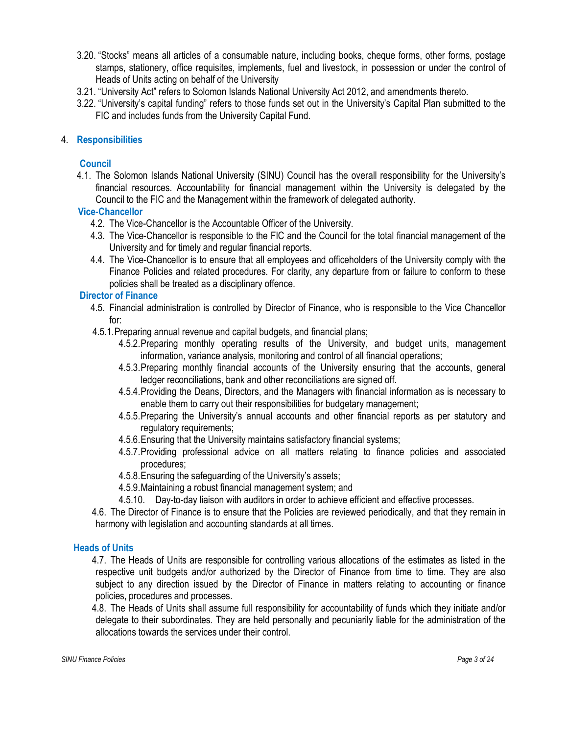3.20. "Stocks" means all articles of a consumable nature, including books, cheque forms, other forms, postage stamps, stationery, office requisites, implements, fuel and livestock, in possession or under the control of Heads of Units acting on behalf of the University

3.21. "University Act" refers to Solomon Islands National University Act 2012, and amendments thereto.

3.22. "University's capital funding" refers to those funds set out in the University's Capital Plan submitted to the FIC and includes funds from the University Capital Fund.

## 4. Responsibilities

### Council

4.1. The Solomon Islands National University (SINU) Council has the overall responsibility for the University's financial resources. Accountability for financial management within the University is delegated by the Council to the FIC and the Management within the framework of delegated authority.

### Vice-Chancellor

4.2. The Vice-Chancellor is the Accountable Officer of the University.

4.3. The Vice-Chancellor is responsible to the FIC and the Council for the total financial management of the University and for timely and regular financial reports.

4.4. The Vice-Chancellor is to ensure that all employees and officeholders of the University comply with the Finance Policies and related procedures. For clarity, any departure from or failure to conform to these policies shall be treated as a disciplinary offence.

### Director of Finance

4.5. Financial administration is controlled by Director of Finance, who is responsible to the Vice Chancellor for:

- 4.5.1. Preparing annual revenue and capital budgets, and financial plans;
- 4.5.2. Preparing monthly operating results of the University, and budget units, management information, variance analysis, monitoring and control of all financial operations;
- 4.5.3. Preparing monthly financial accounts of the University ensuring that the accounts, general ledger reconciliations, bank and other reconciliations are signed off.
- 4.5.4. Providing the Deans, Directors, and the Managers with financial information as is necessary to enable them to carry out their responsibilities for budgetary management;
- 4.5.5. Preparing the University's annual accounts and other financial reports as per statutory and regulatory requirements;
- 4.5.6. Ensuring that the University maintains satisfactory financial systems;
- 4.5.7. Providing professional advice on all matters relating to finance policies and associated procedures;
- 4.5.8. Ensuring the safeguarding of the University's assets;
- 4.5.9. Maintaining a robust financial management system; and
- 4.5.10. Day-to-day liaison with auditors in order to achieve efficient and effective processes.

4.6. The Director of Finance is to ensure that the Policies are reviewed periodically, and that they remain in harmony with legislation and accounting standards at all times.

### Heads of Units

4.7. The Heads of Units are responsible for controlling various allocations of the estimates as listed in the respective unit budgets and/or authorized by the Director of Finance from time to time. They are also subject to any direction issued by the Director of Finance in matters relating to accounting or finance policies, procedures and processes.

4.8. The Heads of Units shall assume full responsibility for accountability of funds which they initiate and/or delegate to their subordinates. They are held personally and pecuniarily liable for the administration of the allocations towards the services under their control.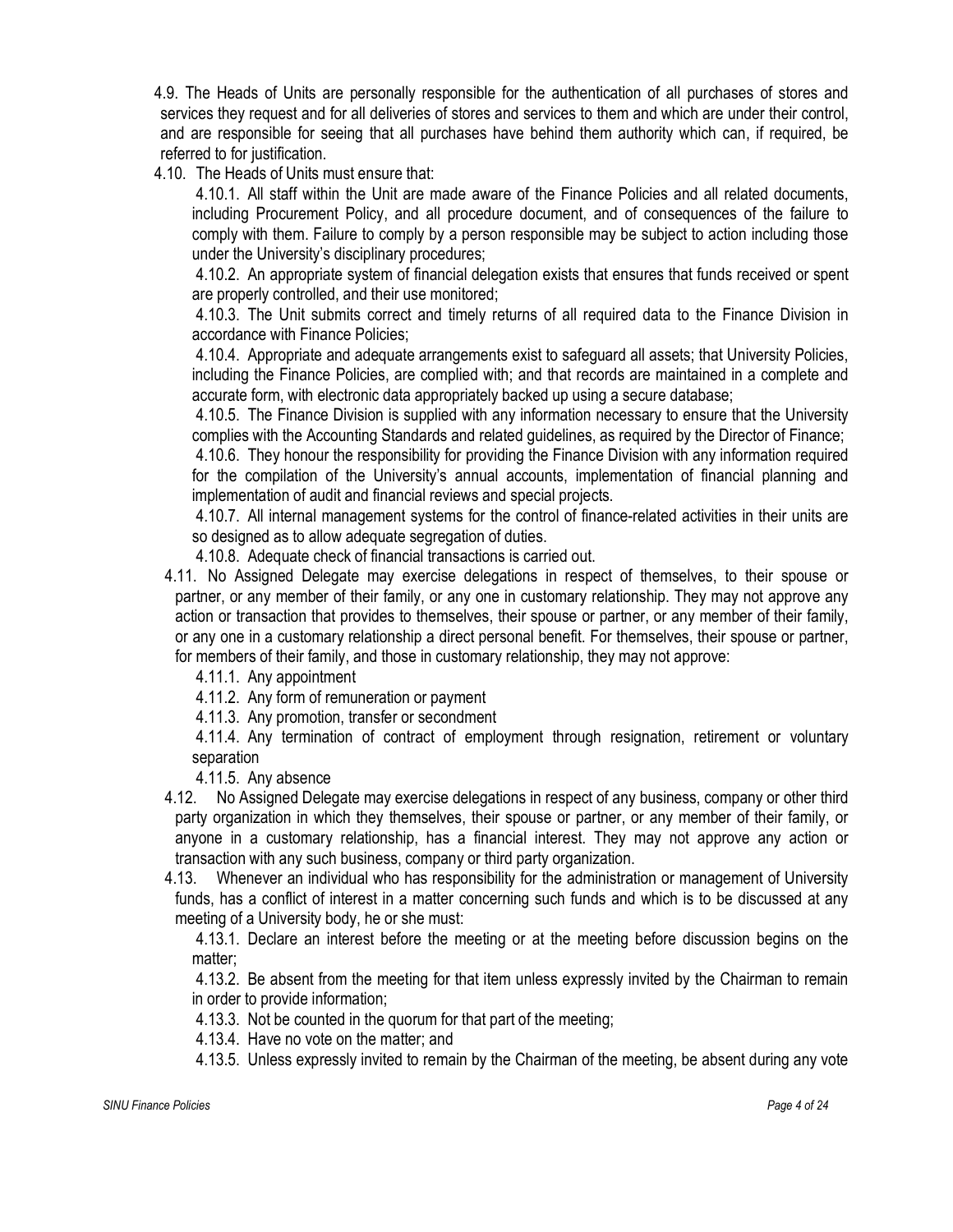4.9. The Heads of Units are personally responsible for the authentication of all purchases of stores and services they request and for all deliveries of stores and services to them and which are under their control, and are responsible for seeing that all purchases have behind them authority which can, if required, be referred to for justification.

4.10. The Heads of Units must ensure that:

4.10.1. All staff within the Unit are made aware of the Finance Policies and all related documents, including Procurement Policy, and all procedure document, and of consequences of the failure to comply with them. Failure to comply by a person responsible may be subject to action including those under the University's disciplinary procedures;

4.10.2. An appropriate system of financial delegation exists that ensures that funds received or spent are properly controlled, and their use monitored;

4.10.3. The Unit submits correct and timely returns of all required data to the Finance Division in accordance with Finance Policies;

4.10.4. Appropriate and adequate arrangements exist to safeguard all assets; that University Policies, including the Finance Policies, are complied with; and that records are maintained in a complete and accurate form, with electronic data appropriately backed up using a secure database;

4.10.5. The Finance Division is supplied with any information necessary to ensure that the University complies with the Accounting Standards and related guidelines, as required by the Director of Finance;

4.10.6. They honour the responsibility for providing the Finance Division with any information required for the compilation of the University's annual accounts, implementation of financial planning and implementation of audit and financial reviews and special projects.

4.10.7. All internal management systems for the control of finance-related activities in their units are so designed as to allow adequate segregation of duties.

4.10.8. Adequate check of financial transactions is carried out.

4.11. No Assigned Delegate may exercise delegations in respect of themselves, to their spouse or partner, or any member of their family, or any one in customary relationship. They may not approve any action or transaction that provides to themselves, their spouse or partner, or any member of their family, or any one in a customary relationship a direct personal benefit. For themselves, their spouse or partner, for members of their family, and those in customary relationship, they may not approve:

4.11.1. Any appointment

4.11.2. Any form of remuneration or payment

4.11.3. Any promotion, transfer or secondment

4.11.4. Any termination of contract of employment through resignation, retirement or voluntary separation

4.11.5. Any absence

4.12. No Assigned Delegate may exercise delegations in respect of any business, company or other third party organization in which they themselves, their spouse or partner, or any member of their family, or anyone in a customary relationship, has a financial interest. They may not approve any action or transaction with any such business, company or third party organization.

4.13. Whenever an individual who has responsibility for the administration or management of University funds, has a conflict of interest in a matter concerning such funds and which is to be discussed at any meeting of a University body, he or she must:

4.13.1. Declare an interest before the meeting or at the meeting before discussion begins on the matter;

4.13.2. Be absent from the meeting for that item unless expressly invited by the Chairman to remain in order to provide information;

4.13.3. Not be counted in the quorum for that part of the meeting;

4.13.4. Have no vote on the matter; and

4.13.5. Unless expressly invited to remain by the Chairman of the meeting, be absent during any vote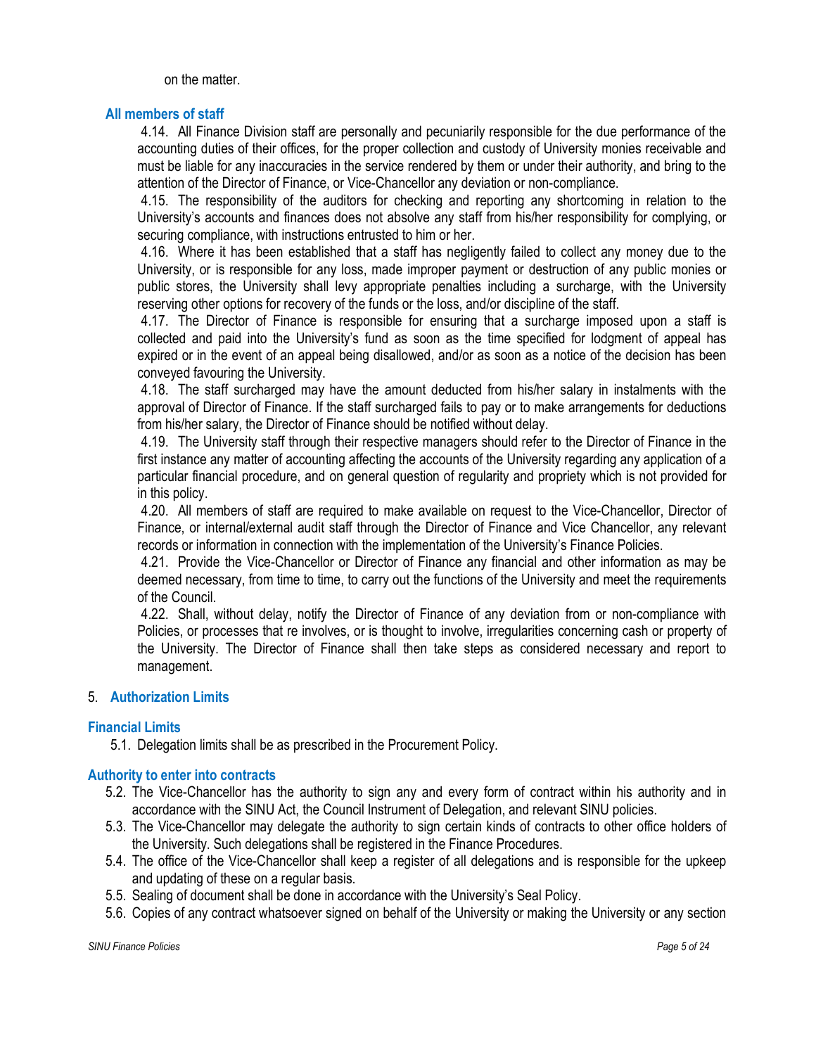on the matter.

### All members of staff

4.14. All Finance Division staff are personally and pecuniarily responsible for the due performance of the accounting duties of their offices, for the proper collection and custody of University monies receivable and must be liable for any inaccuracies in the service rendered by them or under their authority, and bring to the attention of the Director of Finance, or Vice-Chancellor any deviation or non-compliance.

4.15. The responsibility of the auditors for checking and reporting any shortcoming in relation to the University's accounts and finances does not absolve any staff from his/her responsibility for complying, or securing compliance, with instructions entrusted to him or her.

4.16. Where it has been established that a staff has negligently failed to collect any money due to the University, or is responsible for any loss, made improper payment or destruction of any public monies or public stores, the University shall levy appropriate penalties including a surcharge, with the University reserving other options for recovery of the funds or the loss, and/or discipline of the staff.

4.17. The Director of Finance is responsible for ensuring that a surcharge imposed upon a staff is collected and paid into the University's fund as soon as the time specified for lodgment of appeal has expired or in the event of an appeal being disallowed, and/or as soon as a notice of the decision has been conveyed favouring the University.

4.18. The staff surcharged may have the amount deducted from his/her salary in instalments with the approval of Director of Finance. If the staff surcharged fails to pay or to make arrangements for deductions from his/her salary, the Director of Finance should be notified without delay.

4.19. The University staff through their respective managers should refer to the Director of Finance in the first instance any matter of accounting affecting the accounts of the University regarding any application of a particular financial procedure, and on general question of regularity and propriety which is not provided for in this policy.

4.20. All members of staff are required to make available on request to the Vice-Chancellor, Director of Finance, or internal/external audit staff through the Director of Finance and Vice Chancellor, any relevant records or information in connection with the implementation of the University's Finance Policies.

4.21. Provide the Vice-Chancellor or Director of Finance any financial and other information as may be deemed necessary, from time to time, to carry out the functions of the University and meet the requirements of the Council.

4.22. Shall, without delay, notify the Director of Finance of any deviation from or non-compliance with Policies, or processes that re involves, or is thought to involve, irregularities concerning cash or property of the University. The Director of Finance shall then take steps as considered necessary and report to management.

## 5. Authorization Limits

### Financial Limits

5.1. Delegation limits shall be as prescribed in the Procurement Policy.

### Authority to enter into contracts

5.2. The Vice-Chancellor has the authority to sign any and every form of contract within his authority and in accordance with the SINU Act, the Council Instrument of Delegation, and relevant SINU policies.

5.3. The Vice-Chancellor may delegate the authority to sign certain kinds of contracts to other office holders of the University. Such delegations shall be registered in the Finance Procedures.

5.4. The office of the Vice-Chancellor shall keep a register of all delegations and is responsible for the upkeep and updating of these on a regular basis.

5.5. Sealing of document shall be done in accordance with the University's Seal Policy.

5.6. Copies of any contract whatsoever signed on behalf of the University or making the University or any section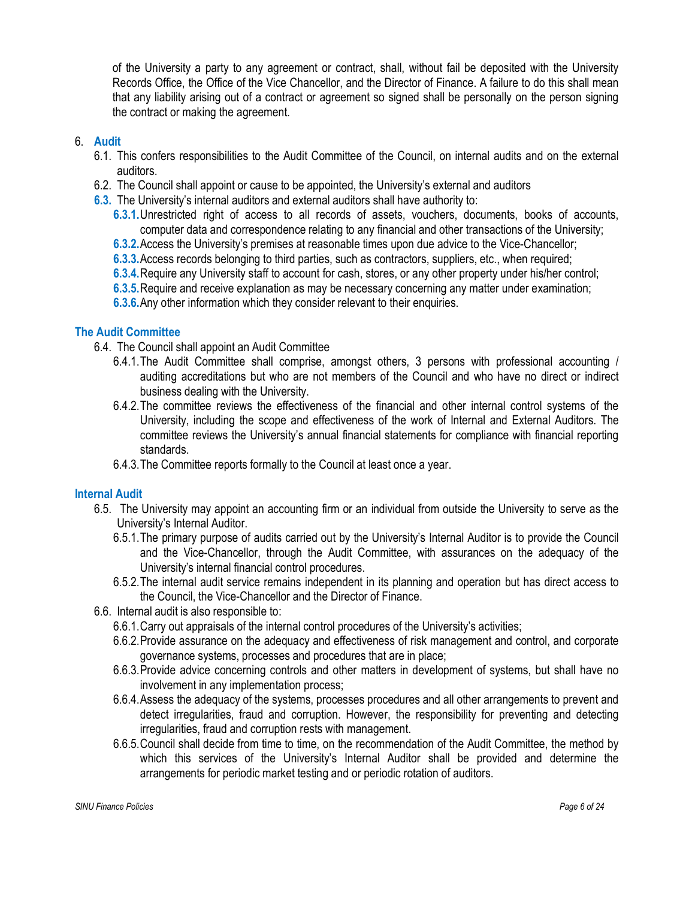of the University a party to any agreement or contract, shall, without fail be deposited with the University Records Office, the Office of the Vice Chancellor, and the Director of Finance. A failure to do this shall mean that any liability arising out of a contract or agreement so signed shall be personally on the person signing the contract or making the agreement.

6. **Audit**
   - 6.1. This confers responsibilities to the Audit Committee of the Council, on internal audits and on the external auditors.
   - 6.2. The Council shall appoint or cause to be appointed, the University's external and auditors
   - **6.3.** The University's internal auditors and external auditors shall have authority to:
     - **6.3.1.** Unrestricted right of access to all records of assets, vouchers, documents, books of accounts, computer data and correspondence relating to any financial and other transactions of the University;
     - **6.3.2.** Access the University's premises at reasonable times upon due advice to the Vice-Chancellor;
     - **6.3.3.** Access records belonging to third parties, such as contractors, suppliers, etc., when required;
     - **6.3.4.** Require any University staff to account for cash, stores, or any other property under his/her control;
     - **6.3.5.** Require and receive explanation as may be necessary concerning any matter under examination;
     - **6.3.6.** Any other information which they consider relevant to their enquiries.

### The Audit Committee

- 6.4. The Council shall appoint an Audit Committee
  - 6.4.1. The Audit Committee shall comprise, amongst others, 3 persons with professional accounting / auditing accreditations but who are not members of the Council and who have no direct or indirect business dealing with the University.
  - 6.4.2. The committee reviews the effectiveness of the financial and other internal control systems of the University, including the scope and effectiveness of the work of Internal and External Auditors. The committee reviews the University's annual financial statements for compliance with financial reporting standards.
  - 6.4.3. The Committee reports formally to the Council at least once a year.

### Internal Audit

- 6.5. The University may appoint an accounting firm or an individual from outside the University to serve as the University's Internal Auditor.
  - 6.5.1. The primary purpose of audits carried out by the University's Internal Auditor is to provide the Council and the Vice-Chancellor, through the Audit Committee, with assurances on the adequacy of the University's internal financial control procedures.
  - 6.5.2. The internal audit service remains independent in its planning and operation but has direct access to the Council, the Vice-Chancellor and the Director of Finance.
- 6.6. Internal audit is also responsible to:
  - 6.6.1. Carry out appraisals of the internal control procedures of the University's activities;
  - 6.6.2. Provide assurance on the adequacy and effectiveness of risk management and control, and corporate governance systems, processes and procedures that are in place;
  - 6.6.3. Provide advice concerning controls and other matters in development of systems, but shall have no involvement in any implementation process;
  - 6.6.4. Assess the adequacy of the systems, processes procedures and all other arrangements to prevent and detect irregularities, fraud and corruption. However, the responsibility for preventing and detecting irregularities, fraud and corruption rests with management.
  - 6.6.5. Council shall decide from time to time, on the recommendation of the Audit Committee, the method by which this services of the University's Internal Auditor shall be provided and determine the arrangements for periodic market testing and or periodic rotation of auditors.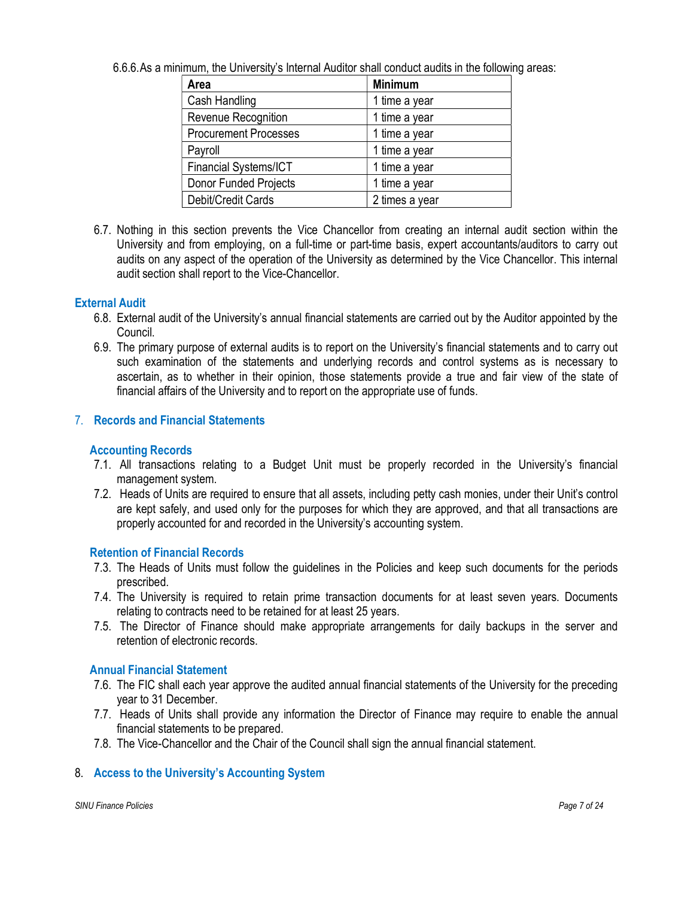6.6.6. As a minimum, the University's Internal Auditor shall conduct audits in the following areas:

| Area | Minimum |
|---|---|
| Cash Handling | 1 time a year |
| Revenue Recognition | 1 time a year |
| Procurement Processes | 1 time a year |
| Payroll | 1 time a year |
| Financial Systems/ICT | 1 time a year |
| Donor Funded Projects | 1 time a year |
| Debit/Credit Cards | 2 times a year |

6.7. Nothing in this section prevents the Vice Chancellor from creating an internal audit section within the University and from employing, on a full-time or part-time basis, expert accountants/auditors to carry out audits on any aspect of the operation of the University as determined by the Vice Chancellor. This internal audit section shall report to the Vice-Chancellor.

### External Audit

6.8. External audit of the University's annual financial statements are carried out by the Auditor appointed by the Council.

6.9. The primary purpose of external audits is to report on the University's financial statements and to carry out such examination of the statements and underlying records and control systems as is necessary to ascertain, as to whether in their opinion, those statements provide a true and fair view of the state of financial affairs of the University and to report on the appropriate use of funds.

## 7. Records and Financial Statements

### Accounting Records

7.1. All transactions relating to a Budget Unit must be properly recorded in the University's financial management system.

7.2. Heads of Units are required to ensure that all assets, including petty cash monies, under their Unit's control are kept safely, and used only for the purposes for which they are approved, and that all transactions are properly accounted for and recorded in the University's accounting system.

### Retention of Financial Records

7.3. The Heads of Units must follow the guidelines in the Policies and keep such documents for the periods prescribed.

7.4. The University is required to retain prime transaction documents for at least seven years. Documents relating to contracts need to be retained for at least 25 years.

7.5. The Director of Finance should make appropriate arrangements for daily backups in the server and retention of electronic records.

### Annual Financial Statement

7.6. The FIC shall each year approve the audited annual financial statements of the University for the preceding year to 31 December.

7.7. Heads of Units shall provide any information the Director of Finance may require to enable the annual financial statements to be prepared.

7.8. The Vice-Chancellor and the Chair of the Council shall sign the annual financial statement.

## 8. Access to the University's Accounting System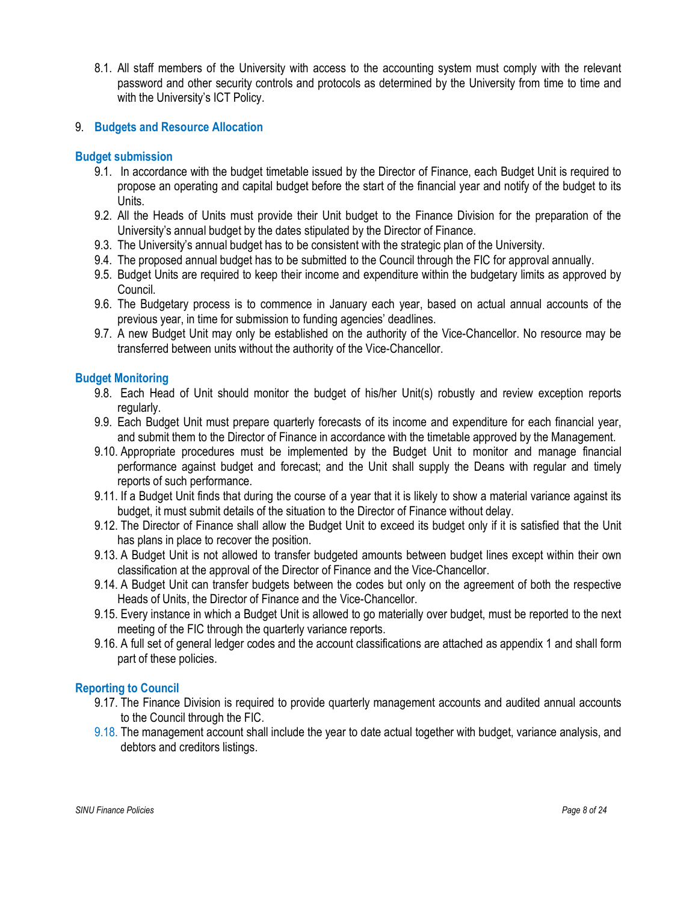8.1. All staff members of the University with access to the accounting system must comply with the relevant password and other security controls and protocols as determined by the University from time to time and with the University's ICT Policy.

## 9. Budgets and Resource Allocation

### Budget submission

9.1. In accordance with the budget timetable issued by the Director of Finance, each Budget Unit is required to propose an operating and capital budget before the start of the financial year and notify of the budget to its Units.

9.2. All the Heads of Units must provide their Unit budget to the Finance Division for the preparation of the University's annual budget by the dates stipulated by the Director of Finance.

9.3. The University's annual budget has to be consistent with the strategic plan of the University.

9.4. The proposed annual budget has to be submitted to the Council through the FIC for approval annually.

9.5. Budget Units are required to keep their income and expenditure within the budgetary limits as approved by Council.

9.6. The Budgetary process is to commence in January each year, based on actual annual accounts of the previous year, in time for submission to funding agencies' deadlines.

9.7. A new Budget Unit may only be established on the authority of the Vice-Chancellor. No resource may be transferred between units without the authority of the Vice-Chancellor.

### Budget Monitoring

9.8. Each Head of Unit should monitor the budget of his/her Unit(s) robustly and review exception reports regularly.

9.9. Each Budget Unit must prepare quarterly forecasts of its income and expenditure for each financial year, and submit them to the Director of Finance in accordance with the timetable approved by the Management.

9.10. Appropriate procedures must be implemented by the Budget Unit to monitor and manage financial performance against budget and forecast; and the Unit shall supply the Deans with regular and timely reports of such performance.

9.11. If a Budget Unit finds that during the course of a year that it is likely to show a material variance against its budget, it must submit details of the situation to the Director of Finance without delay.

9.12. The Director of Finance shall allow the Budget Unit to exceed its budget only if it is satisfied that the Unit has plans in place to recover the position.

9.13. A Budget Unit is not allowed to transfer budgeted amounts between budget lines except within their own classification at the approval of the Director of Finance and the Vice-Chancellor.

9.14. A Budget Unit can transfer budgets between the codes but only on the agreement of both the respective Heads of Units, the Director of Finance and the Vice-Chancellor.

9.15. Every instance in which a Budget Unit is allowed to go materially over budget, must be reported to the next meeting of the FIC through the quarterly variance reports.

9.16. A full set of general ledger codes and the account classifications are attached as appendix 1 and shall form part of these policies.

### Reporting to Council

9.17. The Finance Division is required to provide quarterly management accounts and audited annual accounts to the Council through the FIC.

9.18. The management account shall include the year to date actual together with budget, variance analysis, and debtors and creditors listings.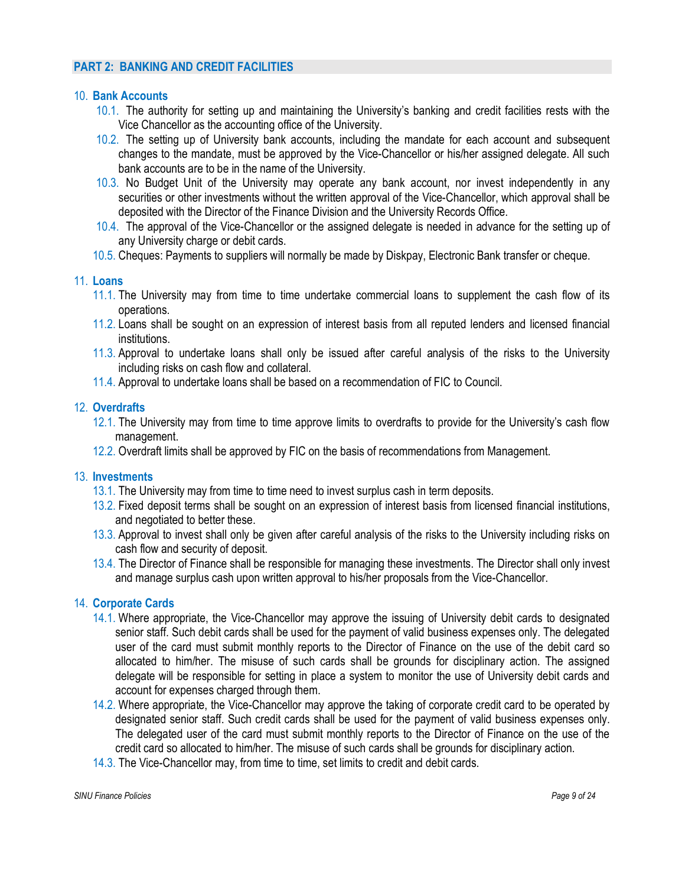## PART 2: BANKING AND CREDIT FACILITIES

### 10. Bank Accounts

10.1. The authority for setting up and maintaining the University's banking and credit facilities rests with the Vice Chancellor as the accounting office of the University.

10.2. The setting up of University bank accounts, including the mandate for each account and subsequent changes to the mandate, must be approved by the Vice-Chancellor or his/her assigned delegate. All such bank accounts are to be in the name of the University.

10.3. No Budget Unit of the University may operate any bank account, nor invest independently in any securities or other investments without the written approval of the Vice-Chancellor, which approval shall be deposited with the Director of the Finance Division and the University Records Office.

10.4. The approval of the Vice-Chancellor or the assigned delegate is needed in advance for the setting up of any University charge or debit cards.

10.5. Cheques: Payments to suppliers will normally be made by Diskpay, Electronic Bank transfer or cheque.

### 11. Loans

11.1. The University may from time to time undertake commercial loans to supplement the cash flow of its operations.

11.2. Loans shall be sought on an expression of interest basis from all reputed lenders and licensed financial institutions.

11.3. Approval to undertake loans shall only be issued after careful analysis of the risks to the University including risks on cash flow and collateral.

11.4. Approval to undertake loans shall be based on a recommendation of FIC to Council.

### 12. Overdrafts

12.1. The University may from time to time approve limits to overdrafts to provide for the University's cash flow management.

12.2. Overdraft limits shall be approved by FIC on the basis of recommendations from Management.

### 13. Investments

13.1. The University may from time to time need to invest surplus cash in term deposits.

13.2. Fixed deposit terms shall be sought on an expression of interest basis from licensed financial institutions, and negotiated to better these.

13.3. Approval to invest shall only be given after careful analysis of the risks to the University including risks on cash flow and security of deposit.

13.4. The Director of Finance shall be responsible for managing these investments. The Director shall only invest and manage surplus cash upon written approval to his/her proposals from the Vice-Chancellor.

### 14. Corporate Cards

14.1. Where appropriate, the Vice-Chancellor may approve the issuing of University debit cards to designated senior staff. Such debit cards shall be used for the payment of valid business expenses only. The delegated user of the card must submit monthly reports to the Director of Finance on the use of the debit card so allocated to him/her. The misuse of such cards shall be grounds for disciplinary action. The assigned delegate will be responsible for setting in place a system to monitor the use of University debit cards and account for expenses charged through them.

14.2. Where appropriate, the Vice-Chancellor may approve the taking of corporate credit card to be operated by designated senior staff. Such credit cards shall be used for the payment of valid business expenses only. The delegated user of the card must submit monthly reports to the Director of Finance on the use of the credit card so allocated to him/her. The misuse of such cards shall be grounds for disciplinary action.

14.3. The Vice-Chancellor may, from time to time, set limits to credit and debit cards.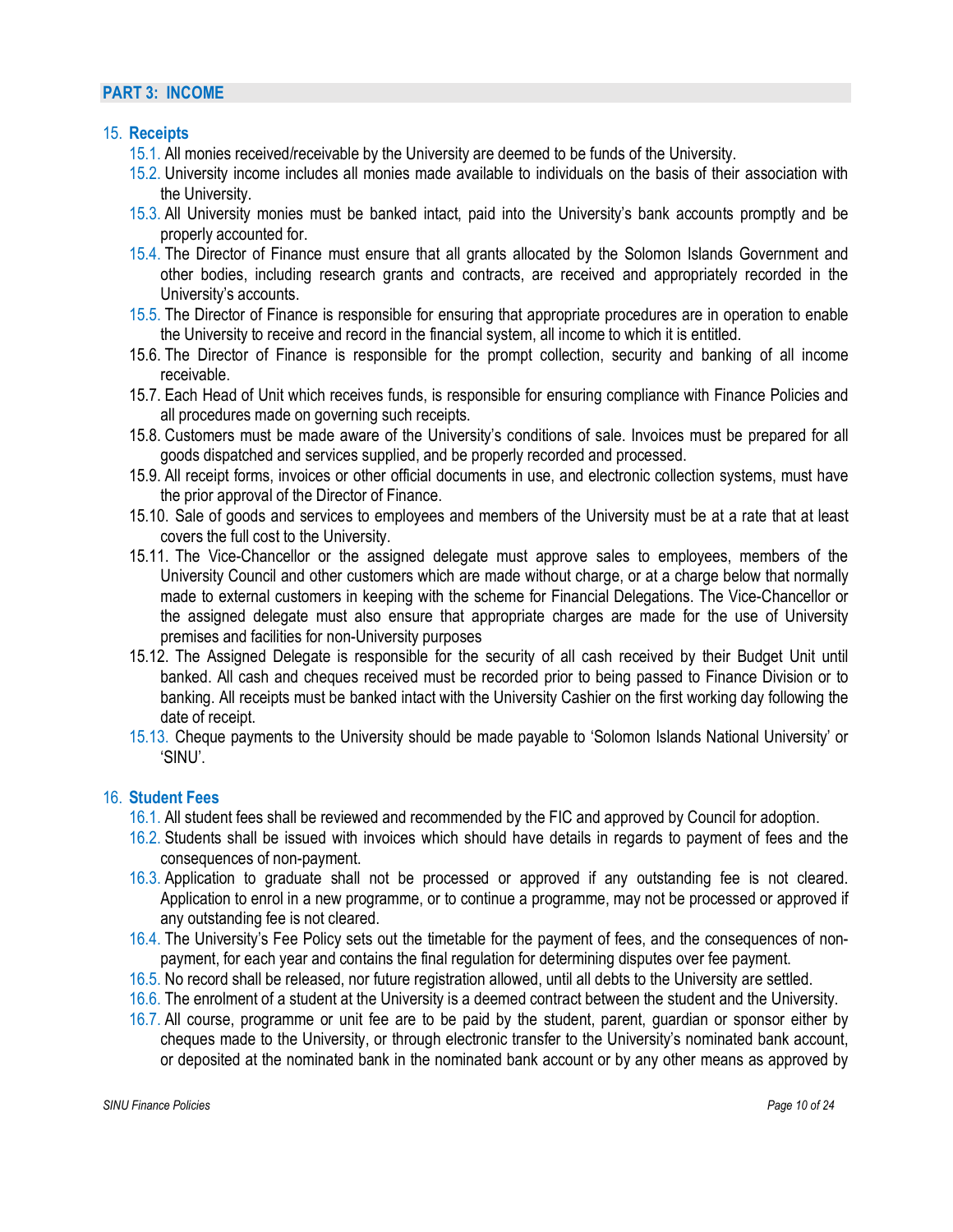## PART 3: INCOME

### 15. Receipts

15.1. All monies received/receivable by the University are deemed to be funds of the University.

15.2. University income includes all monies made available to individuals on the basis of their association with the University.

15.3. All University monies must be banked intact, paid into the University's bank accounts promptly and be properly accounted for.

15.4. The Director of Finance must ensure that all grants allocated by the Solomon Islands Government and other bodies, including research grants and contracts, are received and appropriately recorded in the University's accounts.

15.5. The Director of Finance is responsible for ensuring that appropriate procedures are in operation to enable the University to receive and record in the financial system, all income to which it is entitled.

15.6. The Director of Finance is responsible for the prompt collection, security and banking of all income receivable.

15.7. Each Head of Unit which receives funds, is responsible for ensuring compliance with Finance Policies and all procedures made on governing such receipts.

15.8. Customers must be made aware of the University's conditions of sale. Invoices must be prepared for all goods dispatched and services supplied, and be properly recorded and processed.

15.9. All receipt forms, invoices or other official documents in use, and electronic collection systems, must have the prior approval of the Director of Finance.

15.10. Sale of goods and services to employees and members of the University must be at a rate that at least covers the full cost to the University.

15.11. The Vice-Chancellor or the assigned delegate must approve sales to employees, members of the University Council and other customers which are made without charge, or at a charge below that normally made to external customers in keeping with the scheme for Financial Delegations. The Vice-Chancellor or the assigned delegate must also ensure that appropriate charges are made for the use of University premises and facilities for non-University purposes

15.12. The Assigned Delegate is responsible for the security of all cash received by their Budget Unit until banked. All cash and cheques received must be recorded prior to being passed to Finance Division or to banking. All receipts must be banked intact with the University Cashier on the first working day following the date of receipt.

15.13. Cheque payments to the University should be made payable to 'Solomon Islands National University' or 'SINU'.

### 16. Student Fees

16.1. All student fees shall be reviewed and recommended by the FIC and approved by Council for adoption.

16.2. Students shall be issued with invoices which should have details in regards to payment of fees and the consequences of non-payment.

16.3. Application to graduate shall not be processed or approved if any outstanding fee is not cleared. Application to enrol in a new programme, or to continue a programme, may not be processed or approved if any outstanding fee is not cleared.

16.4. The University's Fee Policy sets out the timetable for the payment of fees, and the consequences of non-payment, for each year and contains the final regulation for determining disputes over fee payment.

16.5. No record shall be released, nor future registration allowed, until all debts to the University are settled.

16.6. The enrolment of a student at the University is a deemed contract between the student and the University.

16.7. All course, programme or unit fee are to be paid by the student, parent, guardian or sponsor either by cheques made to the University, or through electronic transfer to the University's nominated bank account, or deposited at the nominated bank in the nominated bank account or by any other means as approved by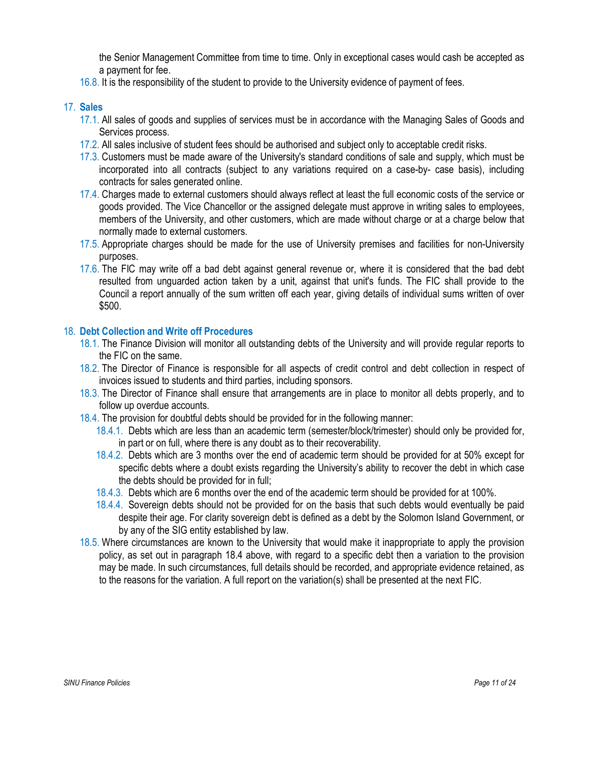the Senior Management Committee from time to time. Only in exceptional cases would cash be accepted as a payment for fee.

16.8. It is the responsibility of the student to provide to the University evidence of payment of fees.

## 17. Sales

17.1. All sales of goods and supplies of services must be in accordance with the Managing Sales of Goods and Services process.

17.2. All sales inclusive of student fees should be authorised and subject only to acceptable credit risks.

17.3. Customers must be made aware of the University's standard conditions of sale and supply, which must be incorporated into all contracts (subject to any variations required on a case-by- case basis), including contracts for sales generated online.

17.4. Charges made to external customers should always reflect at least the full economic costs of the service or goods provided. The Vice Chancellor or the assigned delegate must approve in writing sales to employees, members of the University, and other customers, which are made without charge or at a charge below that normally made to external customers.

17.5. Appropriate charges should be made for the use of University premises and facilities for non-University purposes.

17.6. The FIC may write off a bad debt against general revenue or, where it is considered that the bad debt resulted from unguarded action taken by a unit, against that unit's funds. The FIC shall provide to the Council a report annually of the sum written off each year, giving details of individual sums written of over $500.

## 18. Debt Collection and Write off Procedures

18.1. The Finance Division will monitor all outstanding debts of the University and will provide regular reports to the FIC on the same.

18.2. The Director of Finance is responsible for all aspects of credit control and debt collection in respect of invoices issued to students and third parties, including sponsors.

18.3. The Director of Finance shall ensure that arrangements are in place to monitor all debts properly, and to follow up overdue accounts.

18.4. The provision for doubtful debts should be provided for in the following manner:

- 18.4.1. Debts which are less than an academic term (semester/block/trimester) should only be provided for, in part or on full, where there is any doubt as to their recoverability.
- 18.4.2. Debts which are 3 months over the end of academic term should be provided for at 50% except for specific debts where a doubt exists regarding the University's ability to recover the debt in which case the debts should be provided for in full;
- 18.4.3. Debts which are 6 months over the end of the academic term should be provided for at 100%.
- 18.4.4. Sovereign debts should not be provided for on the basis that such debts would eventually be paid despite their age. For clarity sovereign debt is defined as a debt by the Solomon Island Government, or by any of the SIG entity established by law.

18.5. Where circumstances are known to the University that would make it inappropriate to apply the provision policy, as set out in paragraph 18.4 above, with regard to a specific debt then a variation to the provision may be made. In such circumstances, full details should be recorded, and appropriate evidence retained, as to the reasons for the variation. A full report on the variation(s) shall be presented at the next FIC.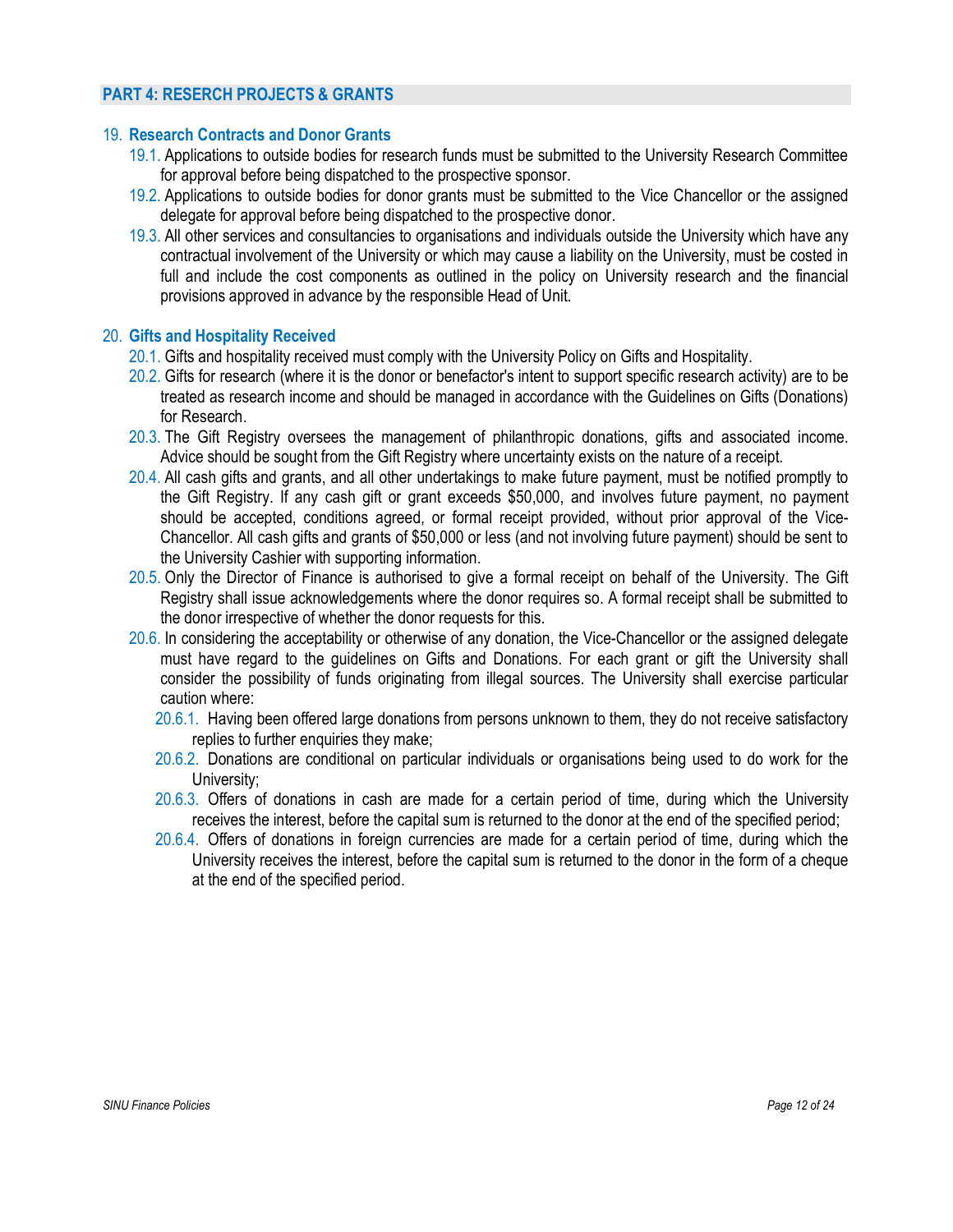## PART 4: RESERCH PROJECTS & GRANTS

### 19. Research Contracts and Donor Grants

19.1. Applications to outside bodies for research funds must be submitted to the University Research Committee for approval before being dispatched to the prospective sponsor.

19.2. Applications to outside bodies for donor grants must be submitted to the Vice Chancellor or the assigned delegate for approval before being dispatched to the prospective donor.

19.3. All other services and consultancies to organisations and individuals outside the University which have any contractual involvement of the University or which may cause a liability on the University, must be costed in full and include the cost components as outlined in the policy on University research and the financial provisions approved in advance by the responsible Head of Unit.

### 20. Gifts and Hospitality Received

20.1. Gifts and hospitality received must comply with the University Policy on Gifts and Hospitality.

20.2. Gifts for research (where it is the donor or benefactor's intent to support specific research activity) are to be treated as research income and should be managed in accordance with the Guidelines on Gifts (Donations) for Research.

20.3. The Gift Registry oversees the management of philanthropic donations, gifts and associated income. Advice should be sought from the Gift Registry where uncertainty exists on the nature of a receipt.

20.4. All cash gifts and grants, and all other undertakings to make future payment, must be notified promptly to the Gift Registry. If any cash gift or grant exceeds $50,000, and involves future payment, no payment should be accepted, conditions agreed, or formal receipt provided, without prior approval of the Vice-Chancellor. All cash gifts and grants of $50,000 or less (and not involving future payment) should be sent to the University Cashier with supporting information.

20.5. Only the Director of Finance is authorised to give a formal receipt on behalf of the University. The Gift Registry shall issue acknowledgements where the donor requires so. A formal receipt shall be submitted to the donor irrespective of whether the donor requests for this.

20.6. In considering the acceptability or otherwise of any donation, the Vice-Chancellor or the assigned delegate must have regard to the guidelines on Gifts and Donations. For each grant or gift the University shall consider the possibility of funds originating from illegal sources. The University shall exercise particular caution where:

- 20.6.1. Having been offered large donations from persons unknown to them, they do not receive satisfactory replies to further enquiries they make;
- 20.6.2. Donations are conditional on particular individuals or organisations being used to do work for the University;
- 20.6.3. Offers of donations in cash are made for a certain period of time, during which the University receives the interest, before the capital sum is returned to the donor at the end of the specified period;
- 20.6.4. Offers of donations in foreign currencies are made for a certain period of time, during which the University receives the interest, before the capital sum is returned to the donor in the form of a cheque at the end of the specified period.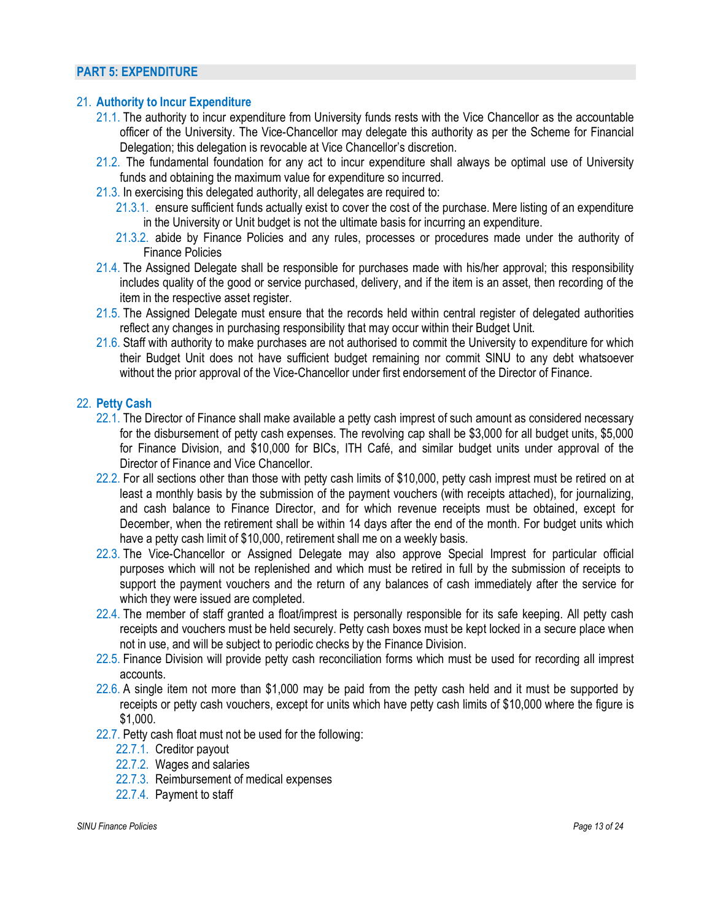## PART 5: EXPENDITURE

### 21. Authority to Incur Expenditure

- 21.1. The authority to incur expenditure from University funds rests with the Vice Chancellor as the accountable officer of the University. The Vice-Chancellor may delegate this authority as per the Scheme for Financial Delegation; this delegation is revocable at Vice Chancellor's discretion.
- 21.2. The fundamental foundation for any act to incur expenditure shall always be optimal use of University funds and obtaining the maximum value for expenditure so incurred.
- 21.3. In exercising this delegated authority, all delegates are required to:
  - 21.3.1. ensure sufficient funds actually exist to cover the cost of the purchase. Mere listing of an expenditure in the University or Unit budget is not the ultimate basis for incurring an expenditure.
  - 21.3.2. abide by Finance Policies and any rules, processes or procedures made under the authority of Finance Policies
- 21.4. The Assigned Delegate shall be responsible for purchases made with his/her approval; this responsibility includes quality of the good or service purchased, delivery, and if the item is an asset, then recording of the item in the respective asset register.
- 21.5. The Assigned Delegate must ensure that the records held within central register of delegated authorities reflect any changes in purchasing responsibility that may occur within their Budget Unit.
- 21.6. Staff with authority to make purchases are not authorised to commit the University to expenditure for which their Budget Unit does not have sufficient budget remaining nor commit SINU to any debt whatsoever without the prior approval of the Vice-Chancellor under first endorsement of the Director of Finance.

### 22. Petty Cash

- 22.1. The Director of Finance shall make available a petty cash imprest of such amount as considered necessary for the disbursement of petty cash expenses. The revolving cap shall be $3,000 for all budget units, $5,000 for Finance Division, and $10,000 for BICs, ITH Café, and similar budget units under approval of the Director of Finance and Vice Chancellor.
- 22.2. For all sections other than those with petty cash limits of $10,000, petty cash imprest must be retired on at least a monthly basis by the submission of the payment vouchers (with receipts attached), for journalizing, and cash balance to Finance Director, and for which revenue receipts must be obtained, except for December, when the retirement shall be within 14 days after the end of the month. For budget units which have a petty cash limit of $10,000, retirement shall me on a weekly basis.
- 22.3. The Vice-Chancellor or Assigned Delegate may also approve Special Imprest for particular official purposes which will not be replenished and which must be retired in full by the submission of receipts to support the payment vouchers and the return of any balances of cash immediately after the service for which they were issued are completed.
- 22.4. The member of staff granted a float/imprest is personally responsible for its safe keeping. All petty cash receipts and vouchers must be held securely. Petty cash boxes must be kept locked in a secure place when not in use, and will be subject to periodic checks by the Finance Division.
- 22.5. Finance Division will provide petty cash reconciliation forms which must be used for recording all imprest accounts.
- 22.6. A single item not more than $1,000 may be paid from the petty cash held and it must be supported by receipts or petty cash vouchers, except for units which have petty cash limits of $10,000 where the figure is $1,000.
- 22.7. Petty cash float must not be used for the following:
  - 22.7.1. Creditor payout
  - 22.7.2. Wages and salaries
  - 22.7.3. Reimbursement of medical expenses
  - 22.7.4. Payment to staff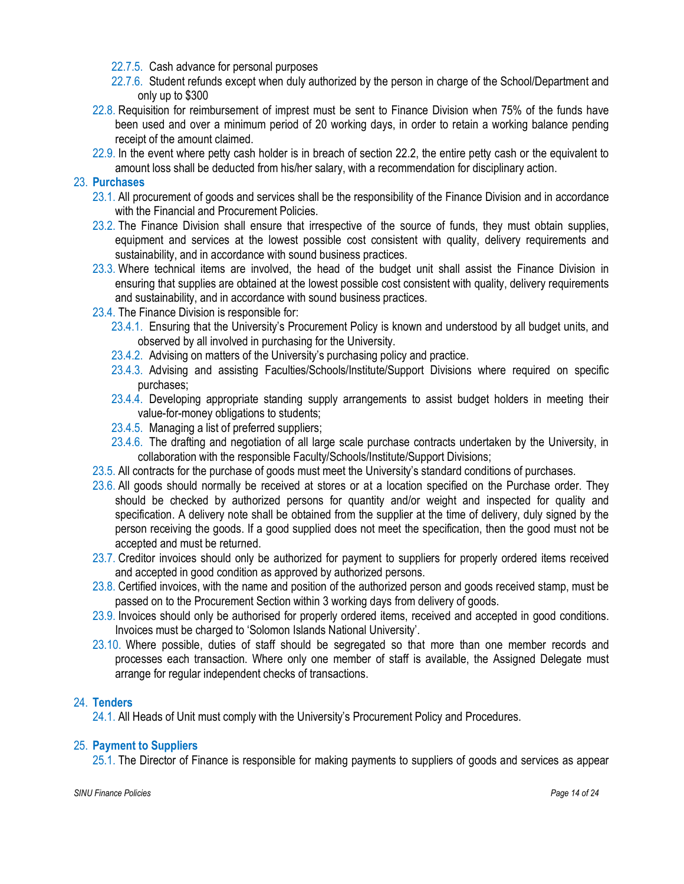- 22.7.5. Cash advance for personal purposes
- 22.7.6. Student refunds except when duly authorized by the person in charge of the School/Department and only up to $300

22.8. Requisition for reimbursement of imprest must be sent to Finance Division when 75% of the funds have been used and over a minimum period of 20 working days, in order to retain a working balance pending receipt of the amount claimed.

22.9. In the event where petty cash holder is in breach of section 22.2, the entire petty cash or the equivalent to amount loss shall be deducted from his/her salary, with a recommendation for disciplinary action.

## 23. Purchases

23.1. All procurement of goods and services shall be the responsibility of the Finance Division and in accordance with the Financial and Procurement Policies.

23.2. The Finance Division shall ensure that irrespective of the source of funds, they must obtain supplies, equipment and services at the lowest possible cost consistent with quality, delivery requirements and sustainability, and in accordance with sound business practices.

23.3. Where technical items are involved, the head of the budget unit shall assist the Finance Division in ensuring that supplies are obtained at the lowest possible cost consistent with quality, delivery requirements and sustainability, and in accordance with sound business practices.

23.4. The Finance Division is responsible for:

- 23.4.1. Ensuring that the University's Procurement Policy is known and understood by all budget units, and observed by all involved in purchasing for the University.
- 23.4.2. Advising on matters of the University's purchasing policy and practice.
- 23.4.3. Advising and assisting Faculties/Schools/Institute/Support Divisions where required on specific purchases;
- 23.4.4. Developing appropriate standing supply arrangements to assist budget holders in meeting their value-for-money obligations to students;
- 23.4.5. Managing a list of preferred suppliers;
- 23.4.6. The drafting and negotiation of all large scale purchase contracts undertaken by the University, in collaboration with the responsible Faculty/Schools/Institute/Support Divisions;

23.5. All contracts for the purchase of goods must meet the University's standard conditions of purchases.

23.6. All goods should normally be received at stores or at a location specified on the Purchase order. They should be checked by authorized persons for quantity and/or weight and inspected for quality and specification. A delivery note shall be obtained from the supplier at the time of delivery, duly signed by the person receiving the goods. If a good supplied does not meet the specification, then the good must not be accepted and must be returned.

23.7. Creditor invoices should only be authorized for payment to suppliers for properly ordered items received and accepted in good condition as approved by authorized persons.

23.8. Certified invoices, with the name and position of the authorized person and goods received stamp, must be passed on to the Procurement Section within 3 working days from delivery of goods.

23.9. Invoices should only be authorised for properly ordered items, received and accepted in good conditions. Invoices must be charged to 'Solomon Islands National University'.

23.10. Where possible, duties of staff should be segregated so that more than one member records and processes each transaction. Where only one member of staff is available, the Assigned Delegate must arrange for regular independent checks of transactions.

## 24. Tenders

24.1. All Heads of Unit must comply with the University's Procurement Policy and Procedures.

## 25. Payment to Suppliers

25.1. The Director of Finance is responsible for making payments to suppliers of goods and services as appear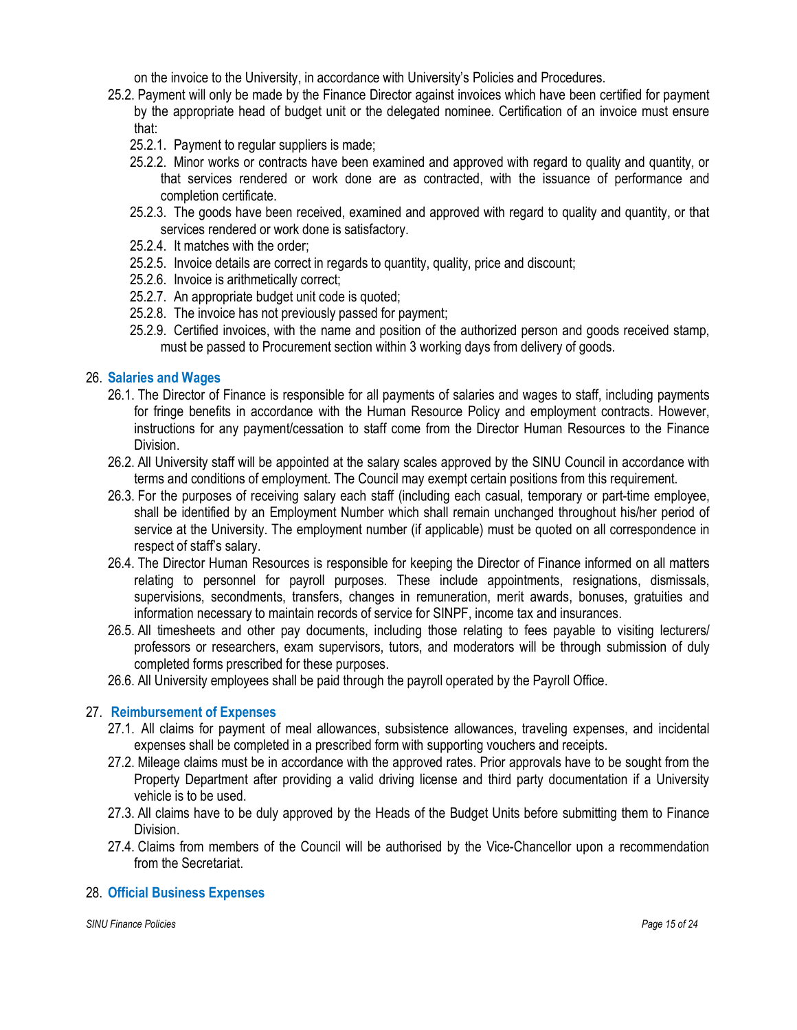on the invoice to the University, in accordance with University's Policies and Procedures.

25.2. Payment will only be made by the Finance Director against invoices which have been certified for payment by the appropriate head of budget unit or the delegated nominee. Certification of an invoice must ensure that:

- 25.2.1. Payment to regular suppliers is made;
- 25.2.2. Minor works or contracts have been examined and approved with regard to quality and quantity, or that services rendered or work done are as contracted, with the issuance of performance and completion certificate.
- 25.2.3. The goods have been received, examined and approved with regard to quality and quantity, or that services rendered or work done is satisfactory.
- 25.2.4. It matches with the order;
- 25.2.5. Invoice details are correct in regards to quantity, quality, price and discount;
- 25.2.6. Invoice is arithmetically correct;
- 25.2.7. An appropriate budget unit code is quoted;
- 25.2.8. The invoice has not previously passed for payment;
- 25.2.9. Certified invoices, with the name and position of the authorized person and goods received stamp, must be passed to Procurement section within 3 working days from delivery of goods.

## 26. Salaries and Wages

26.1. The Director of Finance is responsible for all payments of salaries and wages to staff, including payments for fringe benefits in accordance with the Human Resource Policy and employment contracts. However, instructions for any payment/cessation to staff come from the Director Human Resources to the Finance Division.

26.2. All University staff will be appointed at the salary scales approved by the SINU Council in accordance with terms and conditions of employment. The Council may exempt certain positions from this requirement.

26.3. For the purposes of receiving salary each staff (including each casual, temporary or part-time employee, shall be identified by an Employment Number which shall remain unchanged throughout his/her period of service at the University. The employment number (if applicable) must be quoted on all correspondence in respect of staff's salary.

26.4. The Director Human Resources is responsible for keeping the Director of Finance informed on all matters relating to personnel for payroll purposes. These include appointments, resignations, dismissals, supervisions, secondments, transfers, changes in remuneration, merit awards, bonuses, gratuities and information necessary to maintain records of service for SINPF, income tax and insurances.

26.5. All timesheets and other pay documents, including those relating to fees payable to visiting lecturers/ professors or researchers, exam supervisors, tutors, and moderators will be through submission of duly completed forms prescribed for these purposes.

26.6. All University employees shall be paid through the payroll operated by the Payroll Office.

## 27. Reimbursement of Expenses

27.1. All claims for payment of meal allowances, subsistence allowances, traveling expenses, and incidental expenses shall be completed in a prescribed form with supporting vouchers and receipts.

27.2. Mileage claims must be in accordance with the approved rates. Prior approvals have to be sought from the Property Department after providing a valid driving license and third party documentation if a University vehicle is to be used.

27.3. All claims have to be duly approved by the Heads of the Budget Units before submitting them to Finance Division.

27.4. Claims from members of the Council will be authorised by the Vice-Chancellor upon a recommendation from the Secretariat.

## 28. Official Business Expenses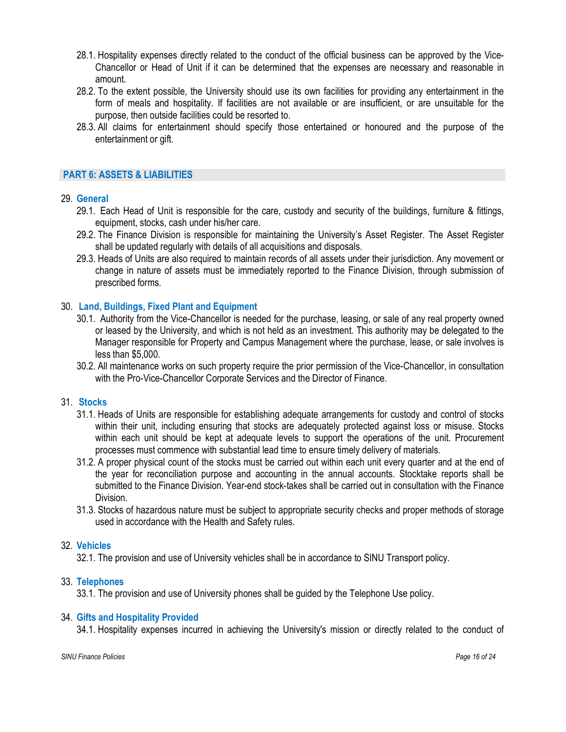28.1. Hospitality expenses directly related to the conduct of the official business can be approved by the Vice-Chancellor or Head of Unit if it can be determined that the expenses are necessary and reasonable in amount.

28.2. To the extent possible, the University should use its own facilities for providing any entertainment in the form of meals and hospitality. If facilities are not available or are insufficient, or are unsuitable for the purpose, then outside facilities could be resorted to.

28.3. All claims for entertainment should specify those entertained or honoured and the purpose of the entertainment or gift.

## PART 6: ASSETS & LIABILITIES

### 29. General

29.1. Each Head of Unit is responsible for the care, custody and security of the buildings, furniture & fittings, equipment, stocks, cash under his/her care.

29.2. The Finance Division is responsible for maintaining the University's Asset Register. The Asset Register shall be updated regularly with details of all acquisitions and disposals.

29.3. Heads of Units are also required to maintain records of all assets under their jurisdiction. Any movement or change in nature of assets must be immediately reported to the Finance Division, through submission of prescribed forms.

### 30. Land, Buildings, Fixed Plant and Equipment

30.1. Authority from the Vice-Chancellor is needed for the purchase, leasing, or sale of any real property owned or leased by the University, and which is not held as an investment. This authority may be delegated to the Manager responsible for Property and Campus Management where the purchase, lease, or sale involves is less than $5,000.

30.2. All maintenance works on such property require the prior permission of the Vice-Chancellor, in consultation with the Pro-Vice-Chancellor Corporate Services and the Director of Finance.

### 31. Stocks

31.1. Heads of Units are responsible for establishing adequate arrangements for custody and control of stocks within their unit, including ensuring that stocks are adequately protected against loss or misuse. Stocks within each unit should be kept at adequate levels to support the operations of the unit. Procurement processes must commence with substantial lead time to ensure timely delivery of materials.

31.2. A proper physical count of the stocks must be carried out within each unit every quarter and at the end of the year for reconciliation purpose and accounting in the annual accounts. Stocktake reports shall be submitted to the Finance Division. Year-end stock-takes shall be carried out in consultation with the Finance Division.

31.3. Stocks of hazardous nature must be subject to appropriate security checks and proper methods of storage used in accordance with the Health and Safety rules.

### 32. Vehicles

32.1. The provision and use of University vehicles shall be in accordance to SINU Transport policy.

### 33. Telephones

33.1. The provision and use of University phones shall be guided by the Telephone Use policy.

### 34. Gifts and Hospitality Provided

34.1. Hospitality expenses incurred in achieving the University's mission or directly related to the conduct of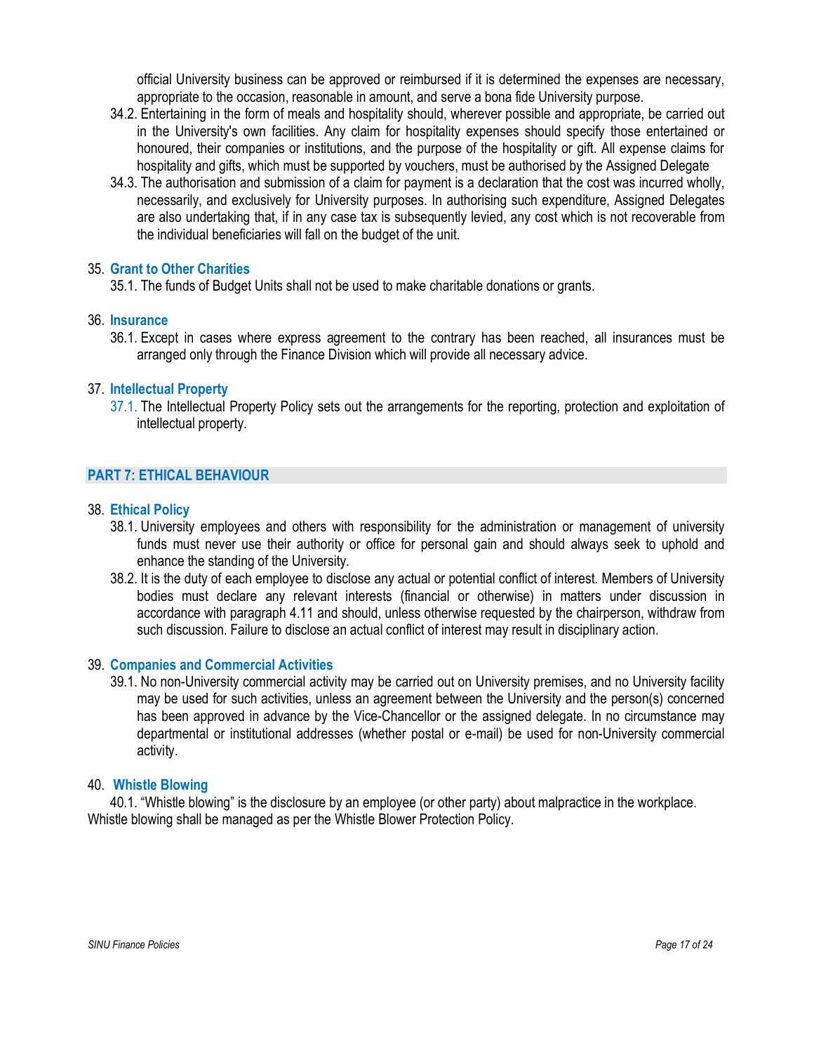official University business can be approved or reimbursed if it is determined the expenses are necessary, appropriate to the occasion, reasonable in amount, and serve a bona fide University purpose.

34.2. Entertaining in the form of meals and hospitality should, wherever possible and appropriate, be carried out in the University's own facilities. Any claim for hospitality expenses should specify those entertained or honoured, their companies or institutions, and the purpose of the hospitality or gift. All expense claims for hospitality and gifts, which must be supported by vouchers, must be authorised by the Assigned Delegate

34.3. The authorisation and submission of a claim for payment is a declaration that the cost was incurred wholly, necessarily, and exclusively for University purposes. In authorising such expenditure, Assigned Delegates are also undertaking that, if in any case tax is subsequently levied, any cost which is not recoverable from the individual beneficiaries will fall on the budget of the unit.

### 35. Grant to Other Charities

35.1. The funds of Budget Units shall not be used to make charitable donations or grants.

### 36. Insurance

36.1. Except in cases where express agreement to the contrary has been reached, all insurances must be arranged only through the Finance Division which will provide all necessary advice.

### 37. Intellectual Property

37.1. The Intellectual Property Policy sets out the arrangements for the reporting, protection and exploitation of intellectual property.

## PART 7: ETHICAL BEHAVIOUR

### 38. Ethical Policy

38.1. University employees and others with responsibility for the administration or management of university funds must never use their authority or office for personal gain and should always seek to uphold and enhance the standing of the University.

38.2. It is the duty of each employee to disclose any actual or potential conflict of interest. Members of University bodies must declare any relevant interests (financial or otherwise) in matters under discussion in accordance with paragraph 4.11 and should, unless otherwise requested by the chairperson, withdraw from such discussion. Failure to disclose an actual conflict of interest may result in disciplinary action.

### 39. Companies and Commercial Activities

39.1. No non-University commercial activity may be carried out on University premises, and no University facility may be used for such activities, unless an agreement between the University and the person(s) concerned has been approved in advance by the Vice-Chancellor or the assigned delegate. In no circumstance may departmental or institutional addresses (whether postal or e-mail) be used for non-University commercial activity.

### 40. Whistle Blowing

40.1. "Whistle blowing" is the disclosure by an employee (or other party) about malpractice in the workplace. Whistle blowing shall be managed as per the Whistle Blower Protection Policy.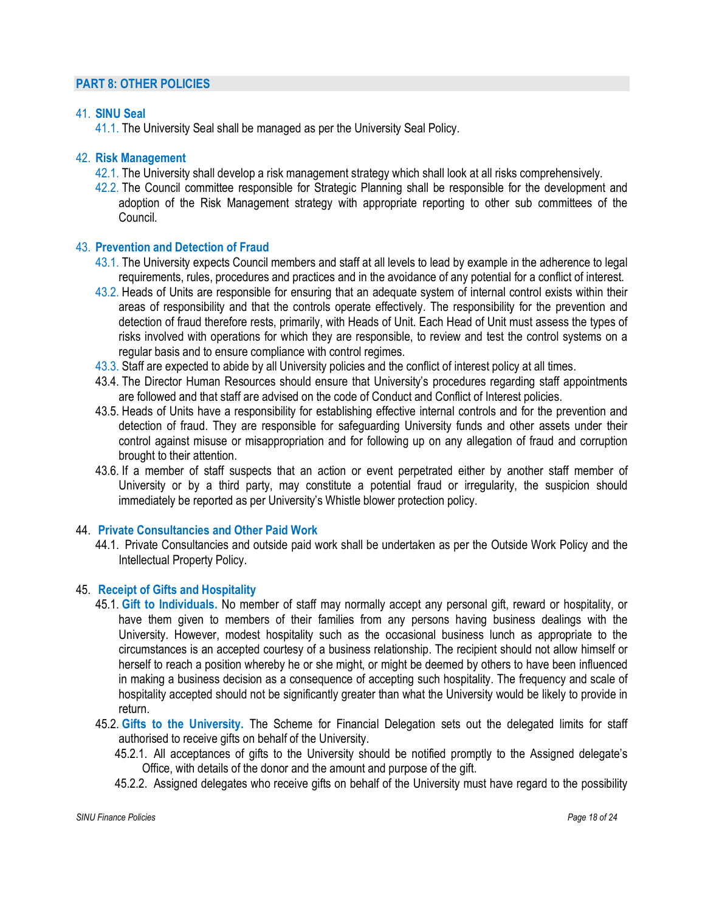## PART 8: OTHER POLICIES

### 41. SINU Seal

41.1. The University Seal shall be managed as per the University Seal Policy.

### 42. Risk Management

42.1. The University shall develop a risk management strategy which shall look at all risks comprehensively.

42.2. The Council committee responsible for Strategic Planning shall be responsible for the development and adoption of the Risk Management strategy with appropriate reporting to other sub committees of the Council.

### 43. Prevention and Detection of Fraud

43.1. The University expects Council members and staff at all levels to lead by example in the adherence to legal requirements, rules, procedures and practices and in the avoidance of any potential for a conflict of interest.

43.2. Heads of Units are responsible for ensuring that an adequate system of internal control exists within their areas of responsibility and that the controls operate effectively. The responsibility for the prevention and detection of fraud therefore rests, primarily, with Heads of Unit. Each Head of Unit must assess the types of risks involved with operations for which they are responsible, to review and test the control systems on a regular basis and to ensure compliance with control regimes.

43.3. Staff are expected to abide by all University policies and the conflict of interest policy at all times.

43.4. The Director Human Resources should ensure that University's procedures regarding staff appointments are followed and that staff are advised on the code of Conduct and Conflict of Interest policies.

43.5. Heads of Units have a responsibility for establishing effective internal controls and for the prevention and detection of fraud. They are responsible for safeguarding University funds and other assets under their control against misuse or misappropriation and for following up on any allegation of fraud and corruption brought to their attention.

43.6. If a member of staff suspects that an action or event perpetrated either by another staff member of University or by a third party, may constitute a potential fraud or irregularity, the suspicion should immediately be reported as per University's Whistle blower protection policy.

### 44. Private Consultancies and Other Paid Work

44.1. Private Consultancies and outside paid work shall be undertaken as per the Outside Work Policy and the Intellectual Property Policy.

### 45. Receipt of Gifts and Hospitality

45.1. **Gift to Individuals.** No member of staff may normally accept any personal gift, reward or hospitality, or have them given to members of their families from any persons having business dealings with the University. However, modest hospitality such as the occasional business lunch as appropriate to the circumstances is an accepted courtesy of a business relationship. The recipient should not allow himself or herself to reach a position whereby he or she might, or might be deemed by others to have been influenced in making a business decision as a consequence of accepting such hospitality. The frequency and scale of hospitality accepted should not be significantly greater than what the University would be likely to provide in return.

45.2. **Gifts to the University.** The Scheme for Financial Delegation sets out the delegated limits for staff authorised to receive gifts on behalf of the University.

45.2.1. All acceptances of gifts to the University should be notified promptly to the Assigned delegate's Office, with details of the donor and the amount and purpose of the gift.

45.2.2. Assigned delegates who receive gifts on behalf of the University must have regard to the possibility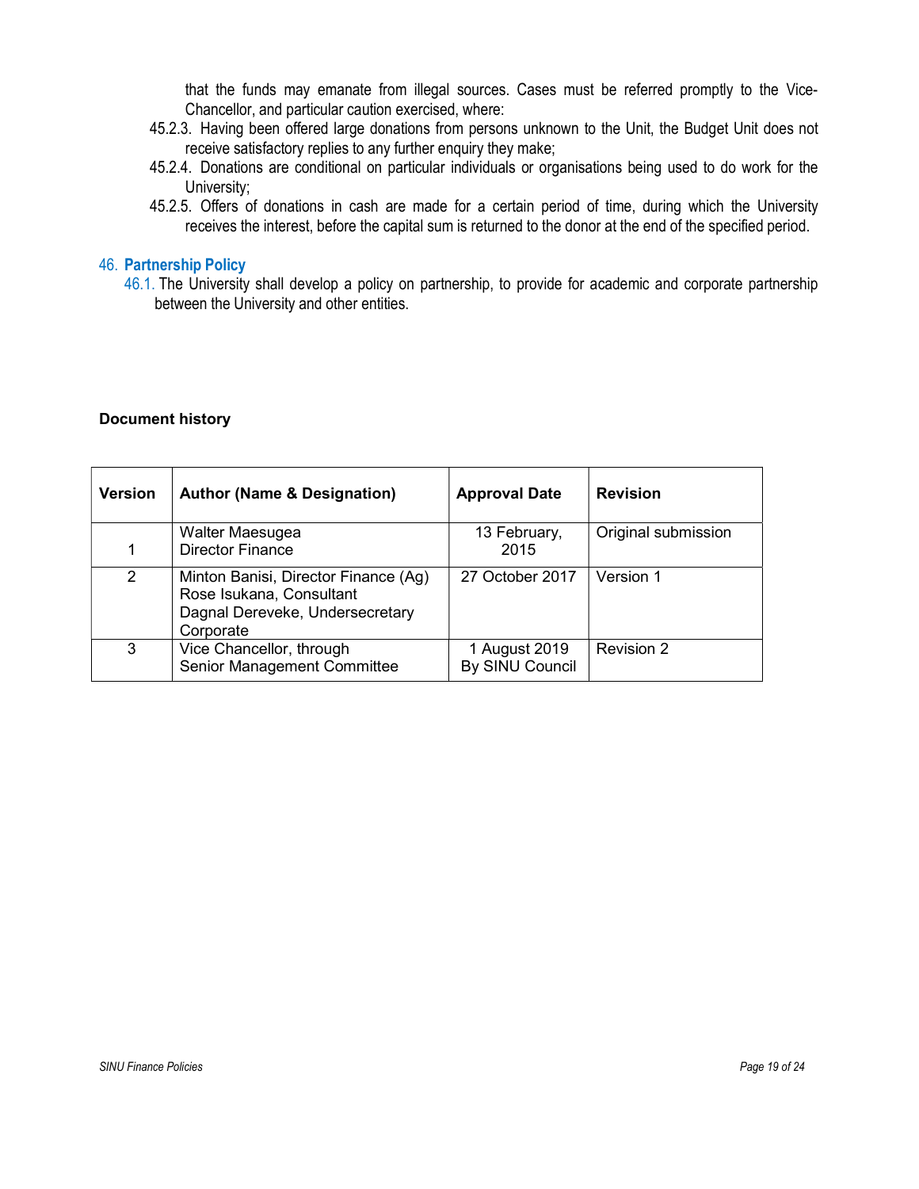that the funds may emanate from illegal sources. Cases must be referred promptly to the Vice-Chancellor, and particular caution exercised, where:

45.2.3. Having been offered large donations from persons unknown to the Unit, the Budget Unit does not receive satisfactory replies to any further enquiry they make;

45.2.4. Donations are conditional on particular individuals or organisations being used to do work for the University;

45.2.5. Offers of donations in cash are made for a certain period of time, during which the University receives the interest, before the capital sum is returned to the donor at the end of the specified period.

## 46. Partnership Policy

46.1. The University shall develop a policy on partnership, to provide for academic and corporate partnership between the University and other entities.

**Document history**

| Version | Author (Name & Designation) | Approval Date | Revision |
|---|---|---|---|
| 1 | Walter Maesugea<br>Director Finance | 13 February, 2015 | Original submission |
| 2 | Minton Banisi, Director Finance (Ag)<br>Rose Isukana, Consultant<br>Dagnal Dereveke, Undersecretary Corporate | 27 October 2017 | Version 1 |
| 3 | Vice Chancellor, through<br>Senior Management Committee | 1 August 2019<br>By SINU Council | Revision 2 |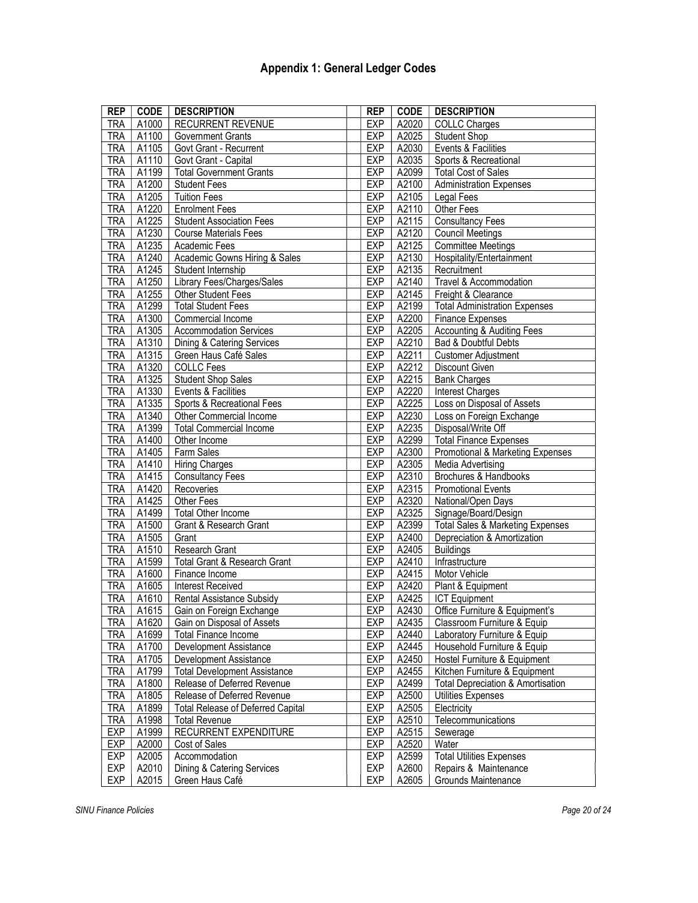## Appendix 1: General Ledger Codes

| REP | CODE | DESCRIPTION | | REP | CODE | DESCRIPTION |
|---|---|---|---|---|---|---|
| TRA | A1000 | RECURRENT REVENUE | | EXP | A2020 | COLLC Charges |
| TRA | A1100 | Government Grants | | EXP | A2025 | Student Shop |
| TRA | A1105 | Govt Grant - Recurrent | | EXP | A2030 | Events & Facilities |
| TRA | A1110 | Govt Grant - Capital | | EXP | A2035 | Sports & Recreational |
| TRA | A1199 | Total Government Grants | | EXP | A2099 | Total Cost of Sales |
| TRA | A1200 | Student Fees | | EXP | A2100 | Administration Expenses |
| TRA | A1205 | Tuition Fees | | EXP | A2105 | Legal Fees |
| TRA | A1220 | Enrolment Fees | | EXP | A2110 | Other Fees |
| TRA | A1225 | Student Association Fees | | EXP | A2115 | Consultancy Fees |
| TRA | A1230 | Course Materials Fees | | EXP | A2120 | Council Meetings |
| TRA | A1235 | Academic Fees | | EXP | A2125 | Committee Meetings |
| TRA | A1240 | Academic Gowns Hiring & Sales | | EXP | A2130 | Hospitality/Entertainment |
| TRA | A1245 | Student Internship | | EXP | A2135 | Recruitment |
| TRA | A1250 | Library Fees/Charges/Sales | | EXP | A2140 | Travel & Accommodation |
| TRA | A1255 | Other Student Fees | | EXP | A2145 | Freight & Clearance |
| TRA | A1299 | Total Student Fees | | EXP | A2199 | Total Administration Expenses |
| TRA | A1300 | Commercial Income | | EXP | A2200 | Finance Expenses |
| TRA | A1305 | Accommodation Services | | EXP | A2205 | Accounting & Auditing Fees |
| TRA | A1310 | Dining & Catering Services | | EXP | A2210 | Bad & Doubtful Debts |
| TRA | A1315 | Green Haus Café Sales | | EXP | A2211 | Customer Adjustment |
| TRA | A1320 | COLLC Fees | | EXP | A2212 | Discount Given |
| TRA | A1325 | Student Shop Sales | | EXP | A2215 | Bank Charges |
| TRA | A1330 | Events & Facilities | | EXP | A2220 | Interest Charges |
| TRA | A1335 | Sports & Recreational Fees | | EXP | A2225 | Loss on Disposal of Assets |
| TRA | A1340 | Other Commercial Income | | EXP | A2230 | Loss on Foreign Exchange |
| TRA | A1399 | Total Commercial Income | | EXP | A2235 | Disposal/Write Off |
| TRA | A1400 | Other Income | | EXP | A2299 | Total Finance Expenses |
| TRA | A1405 | Farm Sales | | EXP | A2300 | Promotional & Marketing Expenses |
| TRA | A1410 | Hiring Charges | | EXP | A2305 | Media Advertising |
| TRA | A1415 | Consultancy Fees | | EXP | A2310 | Brochures & Handbooks |
| TRA | A1420 | Recoveries | | EXP | A2315 | Promotional Events |
| TRA | A1425 | Other Fees | | EXP | A2320 | National/Open Days |
| TRA | A1499 | Total Other Income | | EXP | A2325 | Signage/Board/Design |
| TRA | A1500 | Grant & Research Grant | | EXP | A2399 | Total Sales & Marketing Expenses |
| TRA | A1505 | Grant | | EXP | A2400 | Depreciation & Amortization |
| TRA | A1510 | Research Grant | | EXP | A2405 | Buildings |
| TRA | A1599 | Total Grant & Research Grant | | EXP | A2410 | Infrastructure |
| TRA | A1600 | Finance Income | | EXP | A2415 | Motor Vehicle |
| TRA | A1605 | Interest Received | | EXP | A2420 | Plant & Equipment |
| TRA | A1610 | Rental Assistance Subsidy | | EXP | A2425 | ICT Equipment |
| TRA | A1615 | Gain on Foreign Exchange | | EXP | A2430 | Office Furniture & Equipment's |
| TRA | A1620 | Gain on Disposal of Assets | | EXP | A2435 | Classroom Furniture & Equip |
| TRA | A1699 | Total Finance Income | | EXP | A2440 | Laboratory Furniture & Equip |
| TRA | A1700 | Development Assistance | | EXP | A2445 | Household Furniture & Equip |
| TRA | A1705 | Development Assistance | | EXP | A2450 | Hostel Furniture & Equipment |
| TRA | A1799 | Total Development Assistance | | EXP | A2455 | Kitchen Furniture & Equipment |
| TRA | A1800 | Release of Deferred Revenue | | EXP | A2499 | Total Depreciation & Amortisation |
| TRA | A1805 | Release of Deferred Revenue | | EXP | A2500 | Utilities Expenses |
| TRA | A1899 | Total Release of Deferred Capital | | EXP | A2505 | Electricity |
| TRA | A1998 | Total Revenue | | EXP | A2510 | Telecommunications |
| EXP | A1999 | RECURRENT EXPENDITURE | | EXP | A2515 | Sewerage |
| EXP | A2000 | Cost of Sales | | EXP | A2520 | Water |
| EXP | A2005 | Accommodation | | EXP | A2599 | Total Utilities Expenses |
| EXP | A2010 | Dining & Catering Services | | EXP | A2600 | Repairs & Maintenance |
| EXP | A2015 | Green Haus Café | | EXP | A2605 | Grounds Maintenance |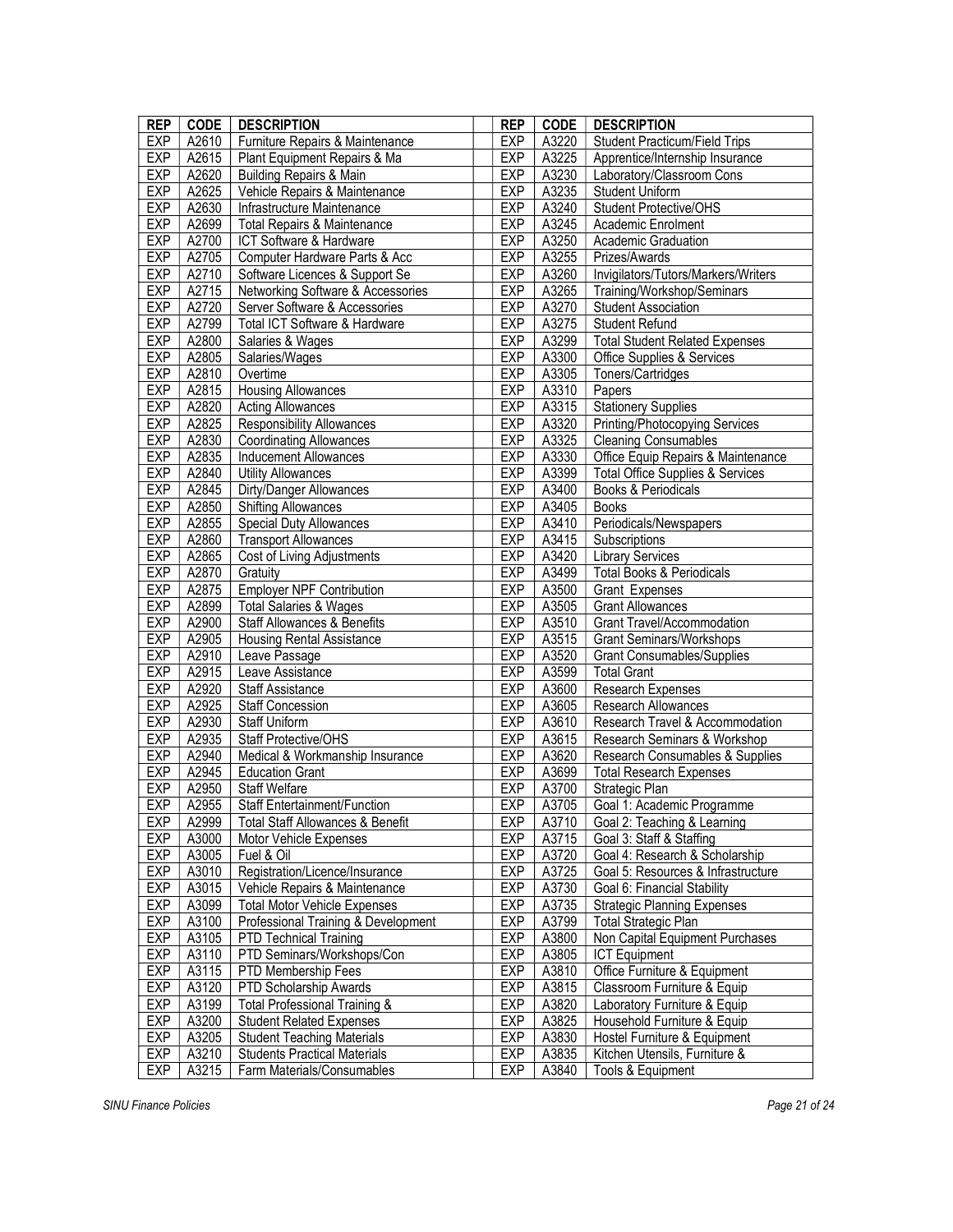| REP | CODE | DESCRIPTION | | REP | CODE | DESCRIPTION |
|---|---|---|---|---|---|---|
| EXP | A2610 | Furniture Repairs & Maintenance | | EXP | A3220 | Student Practicum/Field Trips |
| EXP | A2615 | Plant Equipment Repairs & Ma | | EXP | A3225 | Apprentice/Internship Insurance |
| EXP | A2620 | Building Repairs & Main | | EXP | A3230 | Laboratory/Classroom Cons |
| EXP | A2625 | Vehicle Repairs & Maintenance | | EXP | A3235 | Student Uniform |
| EXP | A2630 | Infrastructure Maintenance | | EXP | A3240 | Student Protective/OHS |
| EXP | A2699 | Total Repairs & Maintenance | | EXP | A3245 | Academic Enrolment |
| EXP | A2700 | ICT Software & Hardware | | EXP | A3250 | Academic Graduation |
| EXP | A2705 | Computer Hardware Parts & Acc | | EXP | A3255 | Prizes/Awards |
| EXP | A2710 | Software Licences & Support Se | | EXP | A3260 | Invigilators/Tutors/Markers/Writers |
| EXP | A2715 | Networking Software & Accessories | | EXP | A3265 | Training/Workshop/Seminars |
| EXP | A2720 | Server Software & Accessories | | EXP | A3270 | Student Association |
| EXP | A2799 | Total ICT Software & Hardware | | EXP | A3275 | Student Refund |
| EXP | A2800 | Salaries & Wages | | EXP | A3299 | Total Student Related Expenses |
| EXP | A2805 | Salaries/Wages | | EXP | A3300 | Office Supplies & Services |
| EXP | A2810 | Overtime | | EXP | A3305 | Toners/Cartridges |
| EXP | A2815 | Housing Allowances | | EXP | A3310 | Papers |
| EXP | A2820 | Acting Allowances | | EXP | A3315 | Stationery Supplies |
| EXP | A2825 | Responsibility Allowances | | EXP | A3320 | Printing/Photocopying Services |
| EXP | A2830 | Coordinating Allowances | | EXP | A3325 | Cleaning Consumables |
| EXP | A2835 | Inducement Allowances | | EXP | A3330 | Office Equip Repairs & Maintenance |
| EXP | A2840 | Utility Allowances | | EXP | A3399 | Total Office Supplies & Services |
| EXP | A2845 | Dirty/Danger Allowances | | EXP | A3400 | Books & Periodicals |
| EXP | A2850 | Shifting Allowances | | EXP | A3405 | Books |
| EXP | A2855 | Special Duty Allowances | | EXP | A3410 | Periodicals/Newspapers |
| EXP | A2860 | Transport Allowances | | EXP | A3415 | Subscriptions |
| EXP | A2865 | Cost of Living Adjustments | | EXP | A3420 | Library Services |
| EXP | A2870 | Gratuity | | EXP | A3499 | Total Books & Periodicals |
| EXP | A2875 | Employer NPF Contribution | | EXP | A3500 | Grant Expenses |
| EXP | A2899 | Total Salaries & Wages | | EXP | A3505 | Grant Allowances |
| EXP | A2900 | Staff Allowances & Benefits | | EXP | A3510 | Grant Travel/Accommodation |
| EXP | A2905 | Housing Rental Assistance | | EXP | A3515 | Grant Seminars/Workshops |
| EXP | A2910 | Leave Passage | | EXP | A3520 | Grant Consumables/Supplies |
| EXP | A2915 | Leave Assistance | | EXP | A3599 | Total Grant |
| EXP | A2920 | Staff Assistance | | EXP | A3600 | Research Expenses |
| EXP | A2925 | Staff Concession | | EXP | A3605 | Research Allowances |
| EXP | A2930 | Staff Uniform | | EXP | A3610 | Research Travel & Accommodation |
| EXP | A2935 | Staff Protective/OHS | | EXP | A3615 | Research Seminars & Workshop |
| EXP | A2940 | Medical & Workmanship Insurance | | EXP | A3620 | Research Consumables & Supplies |
| EXP | A2945 | Education Grant | | EXP | A3699 | Total Research Expenses |
| EXP | A2950 | Staff Welfare | | EXP | A3700 | Strategic Plan |
| EXP | A2955 | Staff Entertainment/Function | | EXP | A3705 | Goal 1: Academic Programme |
| EXP | A2999 | Total Staff Allowances & Benefit | | EXP | A3710 | Goal 2: Teaching & Learning |
| EXP | A3000 | Motor Vehicle Expenses | | EXP | A3715 | Goal 3: Staff & Staffing |
| EXP | A3005 | Fuel & Oil | | EXP | A3720 | Goal 4: Research & Scholarship |
| EXP | A3010 | Registration/Licence/Insurance | | EXP | A3725 | Goal 5: Resources & Infrastructure |
| EXP | A3015 | Vehicle Repairs & Maintenance | | EXP | A3730 | Goal 6: Financial Stability |
| EXP | A3099 | Total Motor Vehicle Expenses | | EXP | A3735 | Strategic Planning Expenses |
| EXP | A3100 | Professional Training & Development | | EXP | A3799 | Total Strategic Plan |
| EXP | A3105 | PTD Technical Training | | EXP | A3800 | Non Capital Equipment Purchases |
| EXP | A3110 | PTD Seminars/Workshops/Con | | EXP | A3805 | ICT Equipment |
| EXP | A3115 | PTD Membership Fees | | EXP | A3810 | Office Furniture & Equipment |
| EXP | A3120 | PTD Scholarship Awards | | EXP | A3815 | Classroom Furniture & Equip |
| EXP | A3199 | Total Professional Training & | | EXP | A3820 | Laboratory Furniture & Equip |
| EXP | A3200 | Student Related Expenses | | EXP | A3825 | Household Furniture & Equip |
| EXP | A3205 | Student Teaching Materials | | EXP | A3830 | Hostel Furniture & Equipment |
| EXP | A3210 | Students Practical Materials | | EXP | A3835 | Kitchen Utensils, Furniture & |
| EXP | A3215 | Farm Materials/Consumables | | EXP | A3840 | Tools & Equipment |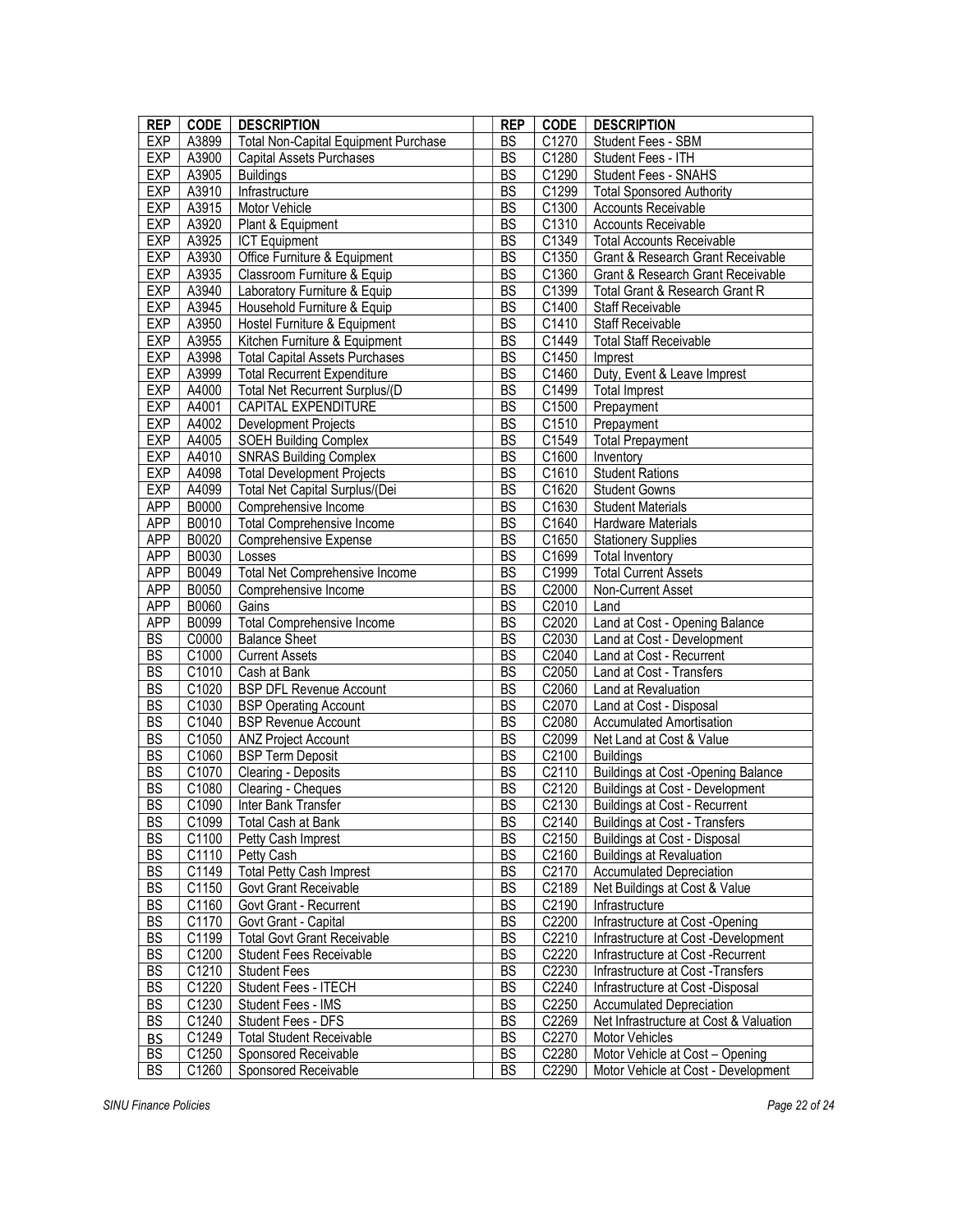| REP | CODE | DESCRIPTION | | REP | CODE | DESCRIPTION |
|---|---|---|---|---|---|---|
| EXP | A3899 | Total Non-Capital Equipment Purchase | | BS | C1270 | Student Fees - SBM |
| EXP | A3900 | Capital Assets Purchases | | BS | C1280 | Student Fees - ITH |
| EXP | A3905 | Buildings | | BS | C1290 | Student Fees - SNAHS |
| EXP | A3910 | Infrastructure | | BS | C1299 | Total Sponsored Authority |
| EXP | A3915 | Motor Vehicle | | BS | C1300 | Accounts Receivable |
| EXP | A3920 | Plant & Equipment | | BS | C1310 | Accounts Receivable |
| EXP | A3925 | ICT Equipment | | BS | C1349 | Total Accounts Receivable |
| EXP | A3930 | Office Furniture & Equipment | | BS | C1350 | Grant & Research Grant Receivable |
| EXP | A3935 | Classroom Furniture & Equip | | BS | C1360 | Grant & Research Grant Receivable |
| EXP | A3940 | Laboratory Furniture & Equip | | BS | C1399 | Total Grant & Research Grant R |
| EXP | A3945 | Household Furniture & Equip | | BS | C1400 | Staff Receivable |
| EXP | A3950 | Hostel Furniture & Equipment | | BS | C1410 | Staff Receivable |
| EXP | A3955 | Kitchen Furniture & Equipment | | BS | C1449 | Total Staff Receivable |
| EXP | A3998 | Total Capital Assets Purchases | | BS | C1450 | Imprest |
| EXP | A3999 | Total Recurrent Expenditure | | BS | C1460 | Duty, Event & Leave Imprest |
| EXP | A4000 | Total Net Recurrent Surplus/(D | | BS | C1499 | Total Imprest |
| EXP | A4001 | CAPITAL EXPENDITURE | | BS | C1500 | Prepayment |
| EXP | A4002 | Development Projects | | BS | C1510 | Prepayment |
| EXP | A4005 | SOEH Building Complex | | BS | C1549 | Total Prepayment |
| EXP | A4010 | SNRAS Building Complex | | BS | C1600 | Inventory |
| EXP | A4098 | Total Development Projects | | BS | C1610 | Student Rations |
| EXP | A4099 | Total Net Capital Surplus/(Dei | | BS | C1620 | Student Gowns |
| APP | B0000 | Comprehensive Income | | BS | C1630 | Student Materials |
| APP | B0010 | Total Comprehensive Income | | BS | C1640 | Hardware Materials |
| APP | B0020 | Comprehensive Expense | | BS | C1650 | Stationery Supplies |
| APP | B0030 | Losses | | BS | C1699 | Total Inventory |
| APP | B0049 | Total Net Comprehensive Income | | BS | C1999 | Total Current Assets |
| APP | B0050 | Comprehensive Income | | BS | C2000 | Non-Current Asset |
| APP | B0060 | Gains | | BS | C2010 | Land |
| APP | B0099 | Total Comprehensive Income | | BS | C2020 | Land at Cost - Opening Balance |
| BS | C0000 | Balance Sheet | | BS | C2030 | Land at Cost - Development |
| BS | C1000 | Current Assets | | BS | C2040 | Land at Cost - Recurrent |
| BS | C1010 | Cash at Bank | | BS | C2050 | Land at Cost - Transfers |
| BS | C1020 | BSP DFL Revenue Account | | BS | C2060 | Land at Revaluation |
| BS | C1030 | BSP Operating Account | | BS | C2070 | Land at Cost - Disposal |
| BS | C1040 | BSP Revenue Account | | BS | C2080 | Accumulated Amortisation |
| BS | C1050 | ANZ Project Account | | BS | C2099 | Net Land at Cost & Value |
| BS | C1060 | BSP Term Deposit | | BS | C2100 | Buildings |
| BS | C1070 | Clearing - Deposits | | BS | C2110 | Buildings at Cost -Opening Balance |
| BS | C1080 | Clearing - Cheques | | BS | C2120 | Buildings at Cost - Development |
| BS | C1090 | Inter Bank Transfer | | BS | C2130 | Buildings at Cost - Recurrent |
| BS | C1099 | Total Cash at Bank | | BS | C2140 | Buildings at Cost - Transfers |
| BS | C1100 | Petty Cash Imprest | | BS | C2150 | Buildings at Cost - Disposal |
| BS | C1110 | Petty Cash | | BS | C2160 | Buildings at Revaluation |
| BS | C1149 | Total Petty Cash Imprest | | BS | C2170 | Accumulated Depreciation |
| BS | C1150 | Govt Grant Receivable | | BS | C2189 | Net Buildings at Cost & Value |
| BS | C1160 | Govt Grant - Recurrent | | BS | C2190 | Infrastructure |
| BS | C1170 | Govt Grant - Capital | | BS | C2200 | Infrastructure at Cost -Opening |
| BS | C1199 | Total Govt Grant Receivable | | BS | C2210 | Infrastructure at Cost -Development |
| BS | C1200 | Student Fees Receivable | | BS | C2220 | Infrastructure at Cost -Recurrent |
| BS | C1210 | Student Fees | | BS | C2230 | Infrastructure at Cost -Transfers |
| BS | C1220 | Student Fees - ITECH | | BS | C2240 | Infrastructure at Cost -Disposal |
| BS | C1230 | Student Fees - IMS | | BS | C2250 | Accumulated Depreciation |
| BS | C1240 | Student Fees - DFS | | BS | C2269 | Net Infrastructure at Cost & Valuation |
| BS | C1249 | Total Student Receivable | | BS | C2270 | Motor Vehicles |
| BS | C1250 | Sponsored Receivable | | BS | C2280 | Motor Vehicle at Cost – Opening |
| BS | C1260 | Sponsored Receivable | | BS | C2290 | Motor Vehicle at Cost - Development |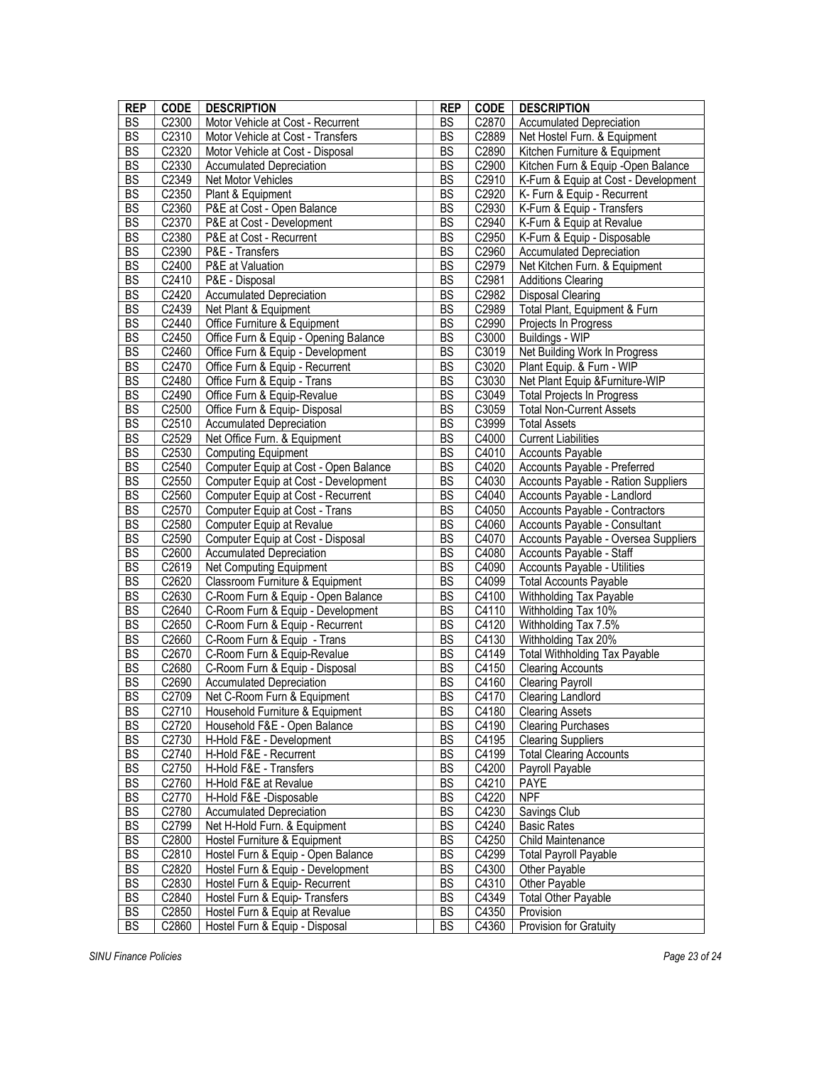| REP | CODE | DESCRIPTION | | REP | CODE | DESCRIPTION |
|---|---|---|---|---|---|---|
| BS | C2300 | Motor Vehicle at Cost - Recurrent | | BS | C2870 | Accumulated Depreciation |
| BS | C2310 | Motor Vehicle at Cost - Transfers | | BS | C2889 | Net Hostel Furn. & Equipment |
| BS | C2320 | Motor Vehicle at Cost - Disposal | | BS | C2890 | Kitchen Furniture & Equipment |
| BS | C2330 | Accumulated Depreciation | | BS | C2900 | Kitchen Furn & Equip -Open Balance |
| BS | C2349 | Net Motor Vehicles | | BS | C2910 | K-Furn & Equip at Cost - Development |
| BS | C2350 | Plant & Equipment | | BS | C2920 | K- Furn & Equip - Recurrent |
| BS | C2360 | P&E at Cost - Open Balance | | BS | C2930 | K-Furn & Equip - Transfers |
| BS | C2370 | P&E at Cost - Development | | BS | C2940 | K-Furn & Equip at Revalue |
| BS | C2380 | P&E at Cost - Recurrent | | BS | C2950 | K-Furn & Equip - Disposable |
| BS | C2390 | P&E - Transfers | | BS | C2960 | Accumulated Depreciation |
| BS | C2400 | P&E at Valuation | | BS | C2979 | Net Kitchen Furn. & Equipment |
| BS | C2410 | P&E - Disposal | | BS | C2981 | Additions Clearing |
| BS | C2420 | Accumulated Depreciation | | BS | C2982 | Disposal Clearing |
| BS | C2439 | Net Plant & Equipment | | BS | C2989 | Total Plant, Equipment & Furn |
| BS | C2440 | Office Furniture & Equipment | | BS | C2990 | Projects In Progress |
| BS | C2450 | Office Furn & Equip - Opening Balance | | BS | C3000 | Buildings - WIP |
| BS | C2460 | Office Furn & Equip - Development | | BS | C3019 | Net Building Work In Progress |
| BS | C2470 | Office Furn & Equip - Recurrent | | BS | C3020 | Plant Equip. & Furn - WIP |
| BS | C2480 | Office Furn & Equip - Trans | | BS | C3030 | Net Plant Equip &Furniture-WIP |
| BS | C2490 | Office Furn & Equip-Revalue | | BS | C3049 | Total Projects In Progress |
| BS | C2500 | Office Furn & Equip- Disposal | | BS | C3059 | Total Non-Current Assets |
| BS | C2510 | Accumulated Depreciation | | BS | C3999 | Total Assets |
| BS | C2529 | Net Office Furn. & Equipment | | BS | C4000 | Current Liabilities |
| BS | C2530 | Computing Equipment | | BS | C4010 | Accounts Payable |
| BS | C2540 | Computer Equip at Cost - Open Balance | | BS | C4020 | Accounts Payable - Preferred |
| BS | C2550 | Computer Equip at Cost - Development | | BS | C4030 | Accounts Payable - Ration Suppliers |
| BS | C2560 | Computer Equip at Cost - Recurrent | | BS | C4040 | Accounts Payable - Landlord |
| BS | C2570 | Computer Equip at Cost - Trans | | BS | C4050 | Accounts Payable - Contractors |
| BS | C2580 | Computer Equip at Revalue | | BS | C4060 | Accounts Payable - Consultant |
| BS | C2590 | Computer Equip at Cost - Disposal | | BS | C4070 | Accounts Payable - Oversea Suppliers |
| BS | C2600 | Accumulated Depreciation | | BS | C4080 | Accounts Payable - Staff |
| BS | C2619 | Net Computing Equipment | | BS | C4090 | Accounts Payable - Utilities |
| BS | C2620 | Classroom Furniture & Equipment | | BS | C4099 | Total Accounts Payable |
| BS | C2630 | C-Room Furn & Equip - Open Balance | | BS | C4100 | Withholding Tax Payable |
| BS | C2640 | C-Room Furn & Equip - Development | | BS | C4110 | Withholding Tax 10% |
| BS | C2650 | C-Room Furn & Equip - Recurrent | | BS | C4120 | Withholding Tax 7.5% |
| BS | C2660 | C-Room Furn & Equip - Trans | | BS | C4130 | Withholding Tax 20% |
| BS | C2670 | C-Room Furn & Equip-Revalue | | BS | C4149 | Total Withholding Tax Payable |
| BS | C2680 | C-Room Furn & Equip - Disposal | | BS | C4150 | Clearing Accounts |
| BS | C2690 | Accumulated Depreciation | | BS | C4160 | Clearing Payroll |
| BS | C2709 | Net C-Room Furn & Equipment | | BS | C4170 | Clearing Landlord |
| BS | C2710 | Household Furniture & Equipment | | BS | C4180 | Clearing Assets |
| BS | C2720 | Household F&E - Open Balance | | BS | C4190 | Clearing Purchases |
| BS | C2730 | H-Hold F&E - Development | | BS | C4195 | Clearing Suppliers |
| BS | C2740 | H-Hold F&E - Recurrent | | BS | C4199 | Total Clearing Accounts |
| BS | C2750 | H-Hold F&E - Transfers | | BS | C4200 | Payroll Payable |
| BS | C2760 | H-Hold F&E at Revalue | | BS | C4210 | PAYE |
| BS | C2770 | H-Hold F&E -Disposable | | BS | C4220 | NPF |
| BS | C2780 | Accumulated Depreciation | | BS | C4230 | Savings Club |
| BS | C2799 | Net H-Hold Furn. & Equipment | | BS | C4240 | Basic Rates |
| BS | C2800 | Hostel Furniture & Equipment | | BS | C4250 | Child Maintenance |
| BS | C2810 | Hostel Furn & Equip - Open Balance | | BS | C4299 | Total Payroll Payable |
| BS | C2820 | Hostel Furn & Equip - Development | | BS | C4300 | Other Payable |
| BS | C2830 | Hostel Furn & Equip- Recurrent | | BS | C4310 | Other Payable |
| BS | C2840 | Hostel Furn & Equip- Transfers | | BS | C4349 | Total Other Payable |
| BS | C2850 | Hostel Furn & Equip at Revalue | | BS | C4350 | Provision |
| BS | C2860 | Hostel Furn & Equip - Disposal | | BS | C4360 | Provision for Gratuity |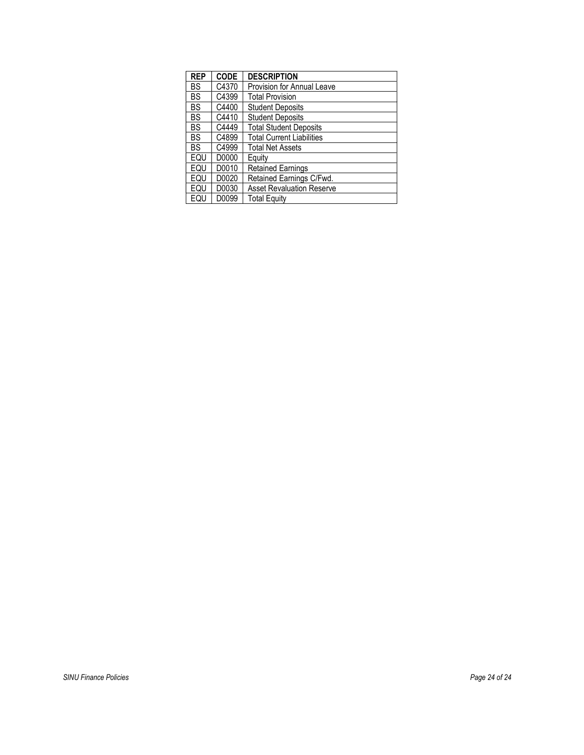| REP | CODE | DESCRIPTION |
|---|---|---|
| BS | C4370 | Provision for Annual Leave |
| BS | C4399 | Total Provision |
| BS | C4400 | Student Deposits |
| BS | C4410 | Student Deposits |
| BS | C4449 | Total Student Deposits |
| BS | C4899 | Total Current Liabilities |
| BS | C4999 | Total Net Assets |
| EQU | D0000 | Equity |
| EQU | D0010 | Retained Earnings |
| EQU | D0020 | Retained Earnings C/Fwd. |
| EQU | D0030 | Asset Revaluation Reserve |
| EQU | D0099 | Total Equity |